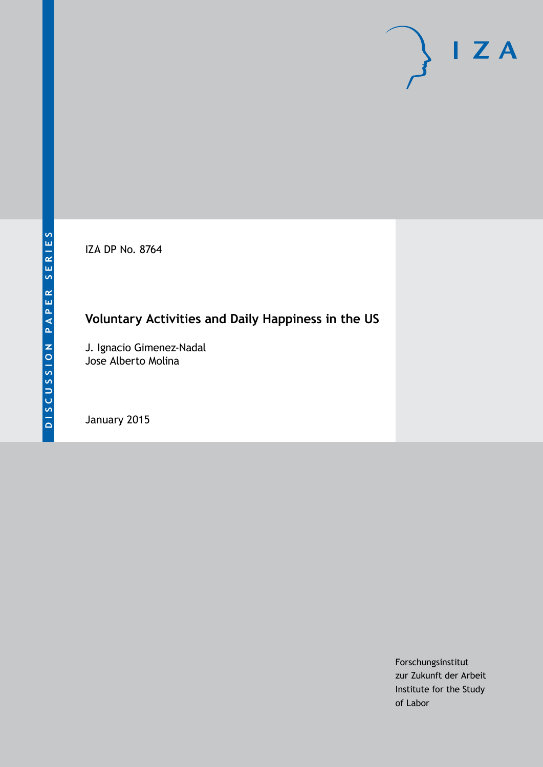DISCUSSION PAPER SERIES

IZA DP No. 8764

# Voluntary Activities and Daily Happiness in the US

J. Ignacio Gimenez-Nadal
Jose Alberto Molina

January 2015

Forschungsinstitut
zur Zukunft der Arbeit
Institute for the Study
of Labor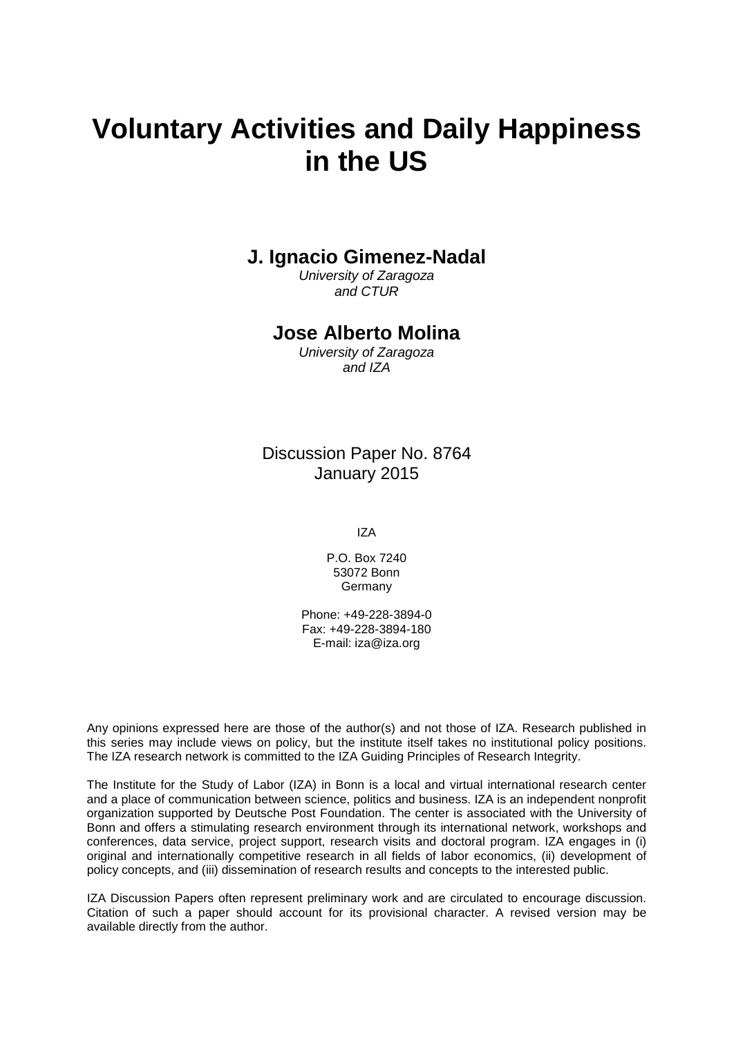# Voluntary Activities and Daily Happiness in the US

## J. Ignacio Gimenez-Nadal

*University of Zaragoza and CTUR*

## Jose Alberto Molina

*University of Zaragoza and IZA*

Discussion Paper No. 8764
January 2015

IZA

P.O. Box 7240
53072 Bonn
Germany

Phone: +49-228-3894-0
Fax: +49-228-3894-180
E-mail: iza@iza.org

Any opinions expressed here are those of the author(s) and not those of IZA. Research published in this series may include views on policy, but the institute itself takes no institutional policy positions. The IZA research network is committed to the IZA Guiding Principles of Research Integrity.

The Institute for the Study of Labor (IZA) in Bonn is a local and virtual international research center and a place of communication between science, politics and business. IZA is an independent nonprofit organization supported by Deutsche Post Foundation. The center is associated with the University of Bonn and offers a stimulating research environment through its international network, workshops and conferences, data service, project support, research visits and doctoral program. IZA engages in (i) original and internationally competitive research in all fields of labor economics, (ii) development of policy concepts, and (iii) dissemination of research results and concepts to the interested public.

IZA Discussion Papers often represent preliminary work and are circulated to encourage discussion. Citation of such a paper should account for its provisional character. A revised version may be available directly from the author.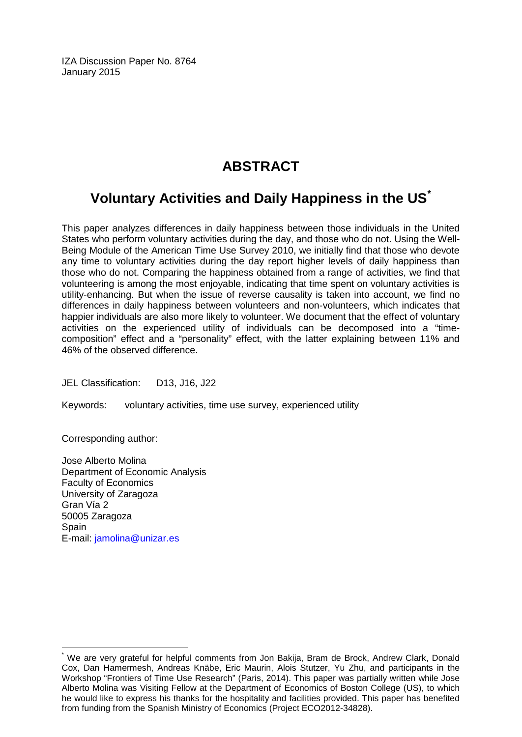IZA Discussion Paper No. 8764
January 2015

# ABSTRACT

## Voluntary Activities and Daily Happiness in the US*

This paper analyzes differences in daily happiness between those individuals in the United States who perform voluntary activities during the day, and those who do not. Using the Well-Being Module of the American Time Use Survey 2010, we initially find that those who devote any time to voluntary activities during the day report higher levels of daily happiness than those who do not. Comparing the happiness obtained from a range of activities, we find that volunteering is among the most enjoyable, indicating that time spent on voluntary activities is utility-enhancing. But when the issue of reverse causality is taken into account, we find no differences in daily happiness between volunteers and non-volunteers, which indicates that happier individuals are also more likely to volunteer. We document that the effect of voluntary activities on the experienced utility of individuals can be decomposed into a "time-composition" effect and a "personality" effect, with the latter explaining between 11% and 46% of the observed difference.

JEL Classification: D13, J16, J22

Keywords: voluntary activities, time use survey, experienced utility

Corresponding author:

Jose Alberto Molina
Department of Economic Analysis
Faculty of Economics
University of Zaragoza
Gran Vía 2
50005 Zaragoza
Spain
E-mail: jamolina@unizar.es

---

* We are very grateful for helpful comments from Jon Bakija, Bram de Brock, Andrew Clark, Donald Cox, Dan Hamermesh, Andreas Knäbe, Eric Maurin, Alois Stutzer, Yu Zhu, and participants in the Workshop "Frontiers of Time Use Research" (Paris, 2014). This paper was partially written while Jose Alberto Molina was Visiting Fellow at the Department of Economics of Boston College (US), to which he would like to express his thanks for the hospitality and facilities provided. This paper has benefited from funding from the Spanish Ministry of Economics (Project ECO2012-34828).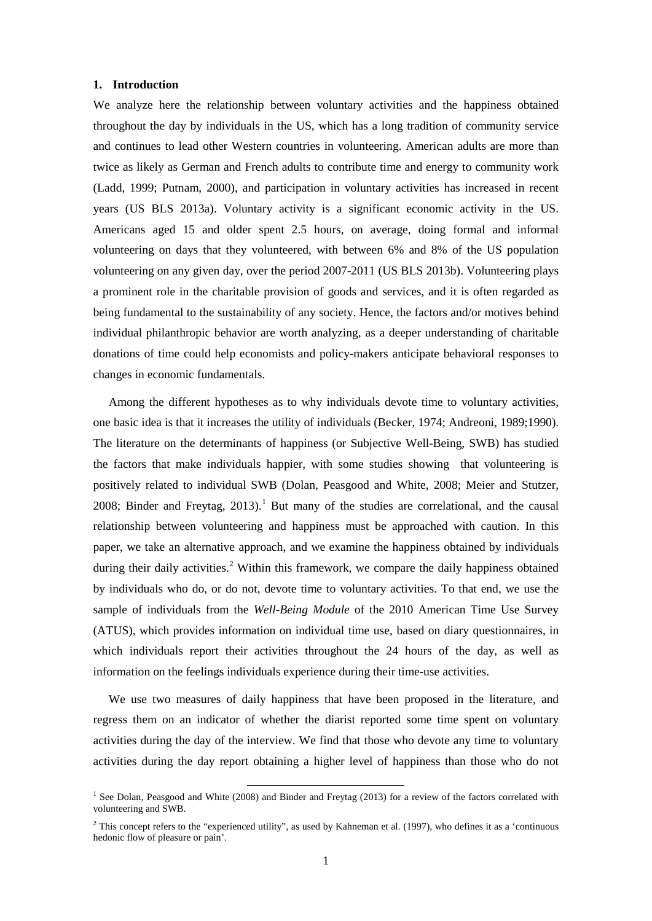## 1. Introduction

We analyze here the relationship between voluntary activities and the happiness obtained throughout the day by individuals in the US, which has a long tradition of community service and continues to lead other Western countries in volunteering. American adults are more than twice as likely as German and French adults to contribute time and energy to community work (Ladd, 1999; Putnam, 2000), and participation in voluntary activities has increased in recent years (US BLS 2013a). Voluntary activity is a significant economic activity in the US. Americans aged 15 and older spent 2.5 hours, on average, doing formal and informal volunteering on days that they volunteered, with between 6% and 8% of the US population volunteering on any given day, over the period 2007-2011 (US BLS 2013b). Volunteering plays a prominent role in the charitable provision of goods and services, and it is often regarded as being fundamental to the sustainability of any society. Hence, the factors and/or motives behind individual philanthropic behavior are worth analyzing, as a deeper understanding of charitable donations of time could help economists and policy-makers anticipate behavioral responses to changes in economic fundamentals.

Among the different hypotheses as to why individuals devote time to voluntary activities, one basic idea is that it increases the utility of individuals (Becker, 1974; Andreoni, 1989;1990). The literature on the determinants of happiness (or Subjective Well-Being, SWB) has studied the factors that make individuals happier, with some studies showing that volunteering is positively related to individual SWB (Dolan, Peasgood and White, 2008; Meier and Stutzer, 2008; Binder and Freytag, 2013).[1] But many of the studies are correlational, and the causal relationship between volunteering and happiness must be approached with caution. In this paper, we take an alternative approach, and we examine the happiness obtained by individuals during their daily activities.[2] Within this framework, we compare the daily happiness obtained by individuals who do, or do not, devote time to voluntary activities. To that end, we use the sample of individuals from the *Well-Being Module* of the 2010 American Time Use Survey (ATUS), which provides information on individual time use, based on diary questionnaires, in which individuals report their activities throughout the 24 hours of the day, as well as information on the feelings individuals experience during their time-use activities.

We use two measures of daily happiness that have been proposed in the literature, and regress them on an indicator of whether the diarist reported some time spent on voluntary activities during the day of the interview. We find that those who devote any time to voluntary activities during the day report obtaining a higher level of happiness than those who do not

[1] See Dolan, Peasgood and White (2008) and Binder and Freytag (2013) for a review of the factors correlated with volunteering and SWB.

[2] This concept refers to the "experienced utility", as used by Kahneman et al. (1997), who defines it as a 'continuous hedonic flow of pleasure or pain'.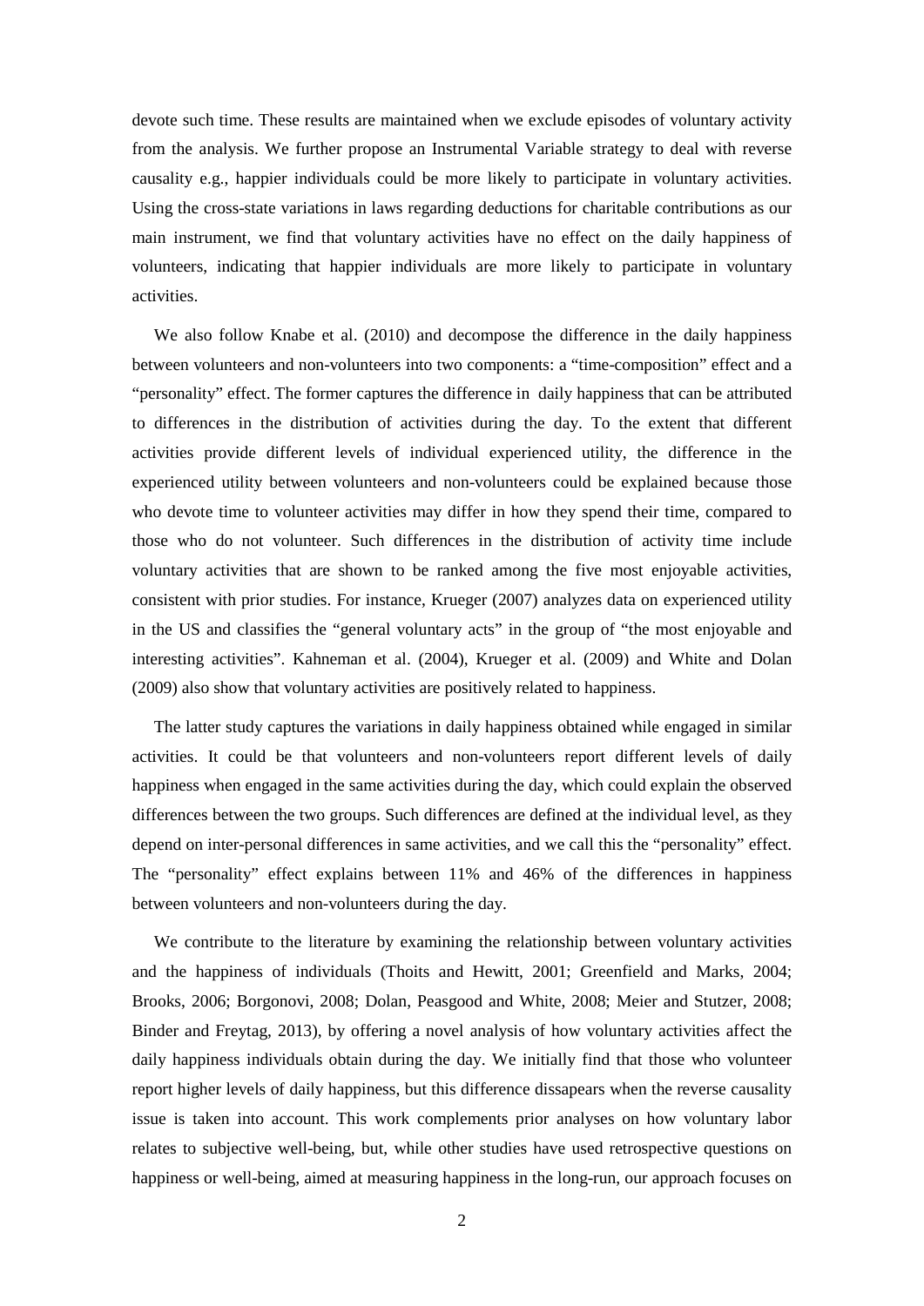devote such time. These results are maintained when we exclude episodes of voluntary activity from the analysis. We further propose an Instrumental Variable strategy to deal with reverse causality e.g., happier individuals could be more likely to participate in voluntary activities. Using the cross-state variations in laws regarding deductions for charitable contributions as our main instrument, we find that voluntary activities have no effect on the daily happiness of volunteers, indicating that happier individuals are more likely to participate in voluntary activities.

We also follow Knabe et al. (2010) and decompose the difference in the daily happiness between volunteers and non-volunteers into two components: a "time-composition" effect and a "personality" effect. The former captures the difference in daily happiness that can be attributed to differences in the distribution of activities during the day. To the extent that different activities provide different levels of individual experienced utility, the difference in the experienced utility between volunteers and non-volunteers could be explained because those who devote time to volunteer activities may differ in how they spend their time, compared to those who do not volunteer. Such differences in the distribution of activity time include voluntary activities that are shown to be ranked among the five most enjoyable activities, consistent with prior studies. For instance, Krueger (2007) analyzes data on experienced utility in the US and classifies the "general voluntary acts" in the group of "the most enjoyable and interesting activities". Kahneman et al. (2004), Krueger et al. (2009) and White and Dolan (2009) also show that voluntary activities are positively related to happiness.

The latter study captures the variations in daily happiness obtained while engaged in similar activities. It could be that volunteers and non-volunteers report different levels of daily happiness when engaged in the same activities during the day, which could explain the observed differences between the two groups. Such differences are defined at the individual level, as they depend on inter-personal differences in same activities, and we call this the "personality" effect. The "personality" effect explains between 11% and 46% of the differences in happiness between volunteers and non-volunteers during the day.

We contribute to the literature by examining the relationship between voluntary activities and the happiness of individuals (Thoits and Hewitt, 2001; Greenfield and Marks, 2004; Brooks, 2006; Borgonovi, 2008; Dolan, Peasgood and White, 2008; Meier and Stutzer, 2008; Binder and Freytag, 2013), by offering a novel analysis of how voluntary activities affect the daily happiness individuals obtain during the day. We initially find that those who volunteer report higher levels of daily happiness, but this difference dissapears when the reverse causality issue is taken into account. This work complements prior analyses on how voluntary labor relates to subjective well-being, but, while other studies have used retrospective questions on happiness or well-being, aimed at measuring happiness in the long-run, our approach focuses on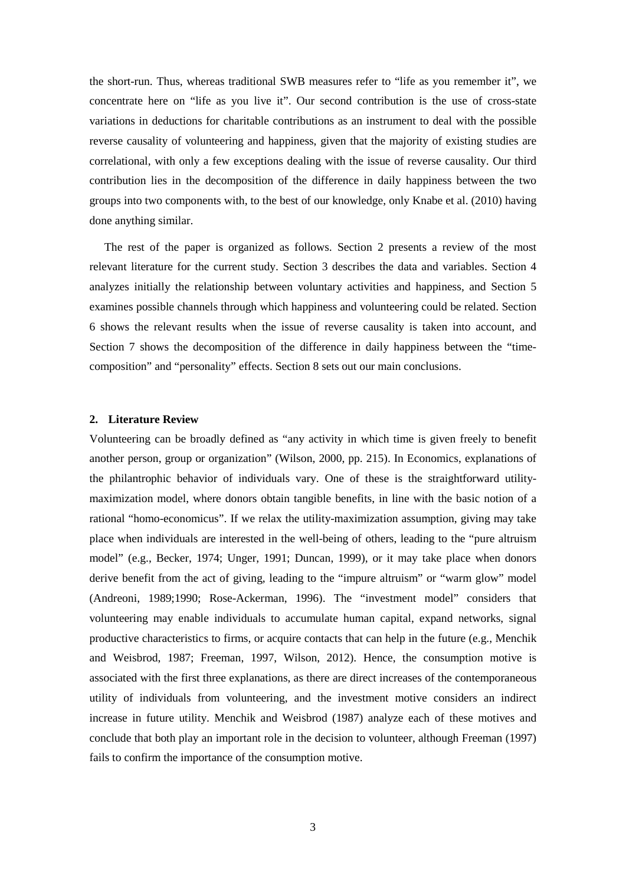the short-run. Thus, whereas traditional SWB measures refer to "life as you remember it", we concentrate here on "life as you live it". Our second contribution is the use of cross-state variations in deductions for charitable contributions as an instrument to deal with the possible reverse causality of volunteering and happiness, given that the majority of existing studies are correlational, with only a few exceptions dealing with the issue of reverse causality. Our third contribution lies in the decomposition of the difference in daily happiness between the two groups into two components with, to the best of our knowledge, only Knabe et al. (2010) having done anything similar.

The rest of the paper is organized as follows. Section 2 presents a review of the most relevant literature for the current study. Section 3 describes the data and variables. Section 4 analyzes initially the relationship between voluntary activities and happiness, and Section 5 examines possible channels through which happiness and volunteering could be related. Section 6 shows the relevant results when the issue of reverse causality is taken into account, and Section 7 shows the decomposition of the difference in daily happiness between the "time-composition" and "personality" effects. Section 8 sets out our main conclusions.

## 2. Literature Review

Volunteering can be broadly defined as "any activity in which time is given freely to benefit another person, group or organization" (Wilson, 2000, pp. 215). In Economics, explanations of the philantrophic behavior of individuals vary. One of these is the straightforward utility-maximization model, where donors obtain tangible benefits, in line with the basic notion of a rational "homo-economicus". If we relax the utility-maximization assumption, giving may take place when individuals are interested in the well-being of others, leading to the "pure altruism model" (e.g., Becker, 1974; Unger, 1991; Duncan, 1999), or it may take place when donors derive benefit from the act of giving, leading to the "impure altruism" or "warm glow" model (Andreoni, 1989;1990; Rose-Ackerman, 1996). The "investment model" considers that volunteering may enable individuals to accumulate human capital, expand networks, signal productive characteristics to firms, or acquire contacts that can help in the future (e.g., Menchik and Weisbrod, 1987; Freeman, 1997, Wilson, 2012). Hence, the consumption motive is associated with the first three explanations, as there are direct increases of the contemporaneous utility of individuals from volunteering, and the investment motive considers an indirect increase in future utility. Menchik and Weisbrod (1987) analyze each of these motives and conclude that both play an important role in the decision to volunteer, although Freeman (1997) fails to confirm the importance of the consumption motive.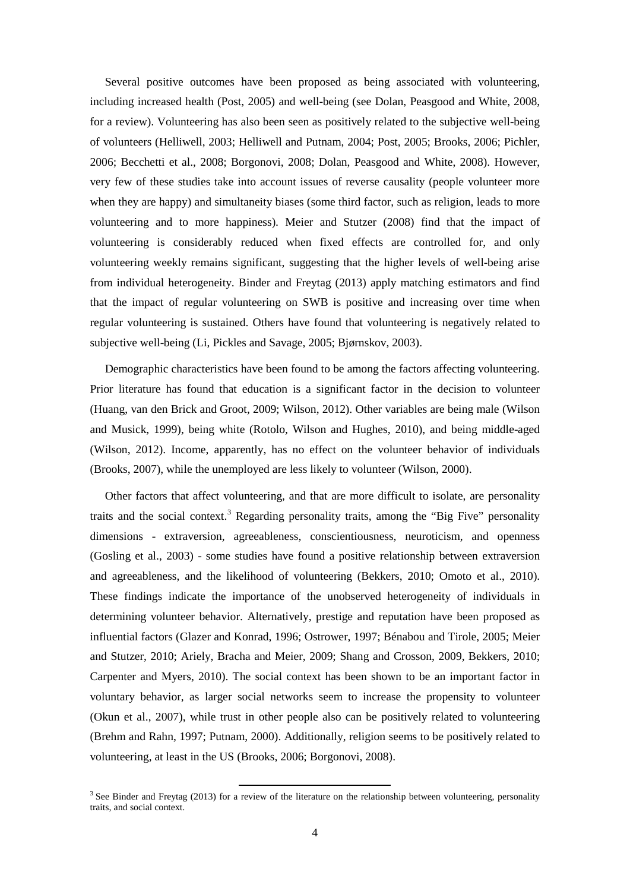Several positive outcomes have been proposed as being associated with volunteering, including increased health (Post, 2005) and well-being (see Dolan, Peasgood and White, 2008, for a review). Volunteering has also been seen as positively related to the subjective well-being of volunteers (Helliwell, 2003; Helliwell and Putnam, 2004; Post, 2005; Brooks, 2006; Pichler, 2006; Becchetti et al., 2008; Borgonovi, 2008; Dolan, Peasgood and White, 2008). However, very few of these studies take into account issues of reverse causality (people volunteer more when they are happy) and simultaneity biases (some third factor, such as religion, leads to more volunteering and to more happiness). Meier and Stutzer (2008) find that the impact of volunteering is considerably reduced when fixed effects are controlled for, and only volunteering weekly remains significant, suggesting that the higher levels of well-being arise from individual heterogeneity. Binder and Freytag (2013) apply matching estimators and find that the impact of regular volunteering on SWB is positive and increasing over time when regular volunteering is sustained. Others have found that volunteering is negatively related to subjective well-being (Li, Pickles and Savage, 2005; Bjørnskov, 2003).

Demographic characteristics have been found to be among the factors affecting volunteering. Prior literature has found that education is a significant factor in the decision to volunteer (Huang, van den Brick and Groot, 2009; Wilson, 2012). Other variables are being male (Wilson and Musick, 1999), being white (Rotolo, Wilson and Hughes, 2010), and being middle-aged (Wilson, 2012). Income, apparently, has no effect on the volunteer behavior of individuals (Brooks, 2007), while the unemployed are less likely to volunteer (Wilson, 2000).

Other factors that affect volunteering, and that are more difficult to isolate, are personality traits and the social context.[3] Regarding personality traits, among the "Big Five" personality dimensions - extraversion, agreeableness, conscientiousness, neuroticism, and openness (Gosling et al., 2003) - some studies have found a positive relationship between extraversion and agreeableness, and the likelihood of volunteering (Bekkers, 2010; Omoto et al., 2010). These findings indicate the importance of the unobserved heterogeneity of individuals in determining volunteer behavior. Alternatively, prestige and reputation have been proposed as influential factors (Glazer and Konrad, 1996; Ostrower, 1997; Bénabou and Tirole, 2005; Meier and Stutzer, 2010; Ariely, Bracha and Meier, 2009; Shang and Crosson, 2009, Bekkers, 2010; Carpenter and Myers, 2010). The social context has been shown to be an important factor in voluntary behavior, as larger social networks seem to increase the propensity to volunteer (Okun et al., 2007), while trust in other people also can be positively related to volunteering (Brehm and Rahn, 1997; Putnam, 2000). Additionally, religion seems to be positively related to volunteering, at least in the US (Brooks, 2006; Borgonovi, 2008).

[3] See Binder and Freytag (2013) for a review of the literature on the relationship between volunteering, personality traits, and social context.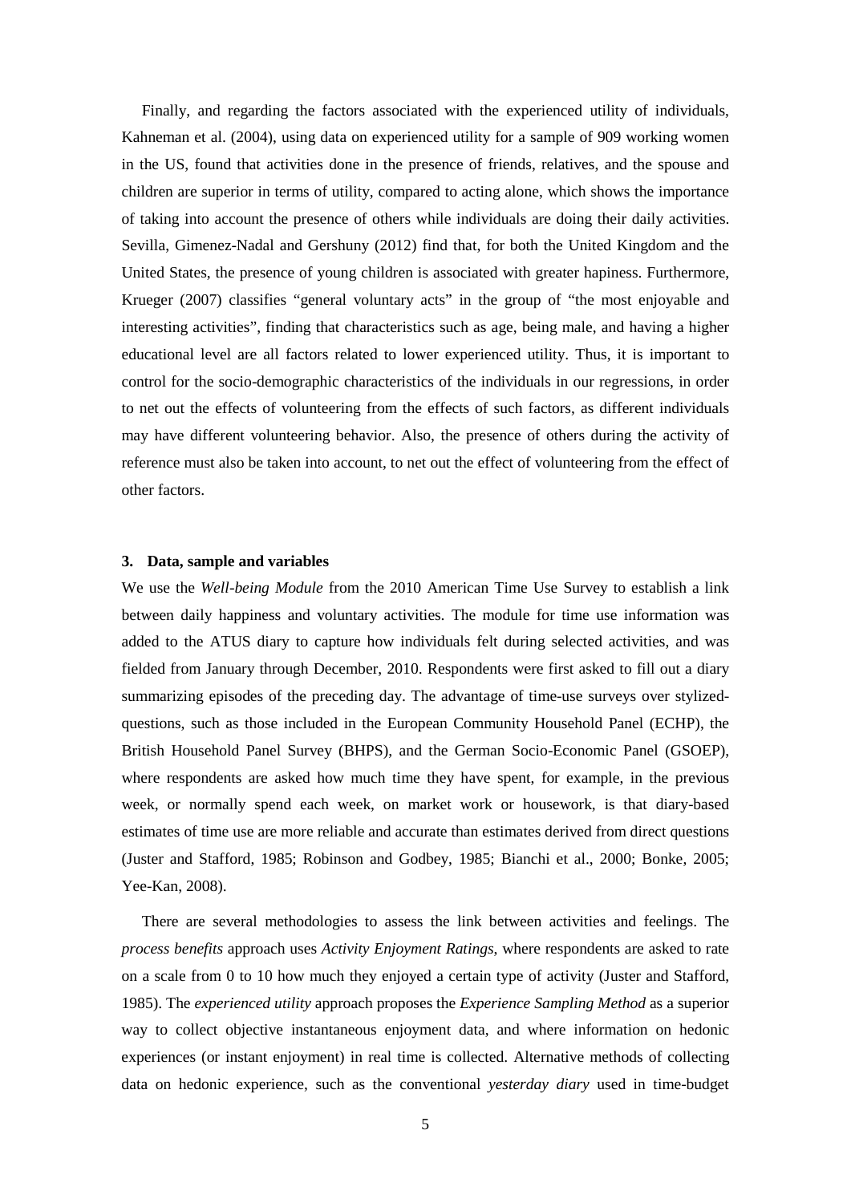Finally, and regarding the factors associated with the experienced utility of individuals, Kahneman et al. (2004), using data on experienced utility for a sample of 909 working women in the US, found that activities done in the presence of friends, relatives, and the spouse and children are superior in terms of utility, compared to acting alone, which shows the importance of taking into account the presence of others while individuals are doing their daily activities. Sevilla, Gimenez-Nadal and Gershuny (2012) find that, for both the United Kingdom and the United States, the presence of young children is associated with greater hapiness. Furthermore, Krueger (2007) classifies "general voluntary acts" in the group of "the most enjoyable and interesting activities", finding that characteristics such as age, being male, and having a higher educational level are all factors related to lower experienced utility. Thus, it is important to control for the socio-demographic characteristics of the individuals in our regressions, in order to net out the effects of volunteering from the effects of such factors, as different individuals may have different volunteering behavior. Also, the presence of others during the activity of reference must also be taken into account, to net out the effect of volunteering from the effect of other factors.

### 3. Data, sample and variables

We use the *Well-being Module* from the 2010 American Time Use Survey to establish a link between daily happiness and voluntary activities. The module for time use information was added to the ATUS diary to capture how individuals felt during selected activities, and was fielded from January through December, 2010. Respondents were first asked to fill out a diary summarizing episodes of the preceding day. The advantage of time-use surveys over stylized-questions, such as those included in the European Community Household Panel (ECHP), the British Household Panel Survey (BHPS), and the German Socio-Economic Panel (GSOEP), where respondents are asked how much time they have spent, for example, in the previous week, or normally spend each week, on market work or housework, is that diary-based estimates of time use are more reliable and accurate than estimates derived from direct questions (Juster and Stafford, 1985; Robinson and Godbey, 1985; Bianchi et al., 2000; Bonke, 2005; Yee-Kan, 2008).

There are several methodologies to assess the link between activities and feelings. The *process benefits* approach uses *Activity Enjoyment Ratings*, where respondents are asked to rate on a scale from 0 to 10 how much they enjoyed a certain type of activity (Juster and Stafford, 1985). The *experienced utility* approach proposes the *Experience Sampling Method* as a superior way to collect objective instantaneous enjoyment data, and where information on hedonic experiences (or instant enjoyment) in real time is collected. Alternative methods of collecting data on hedonic experience, such as the conventional *yesterday diary* used in time-budget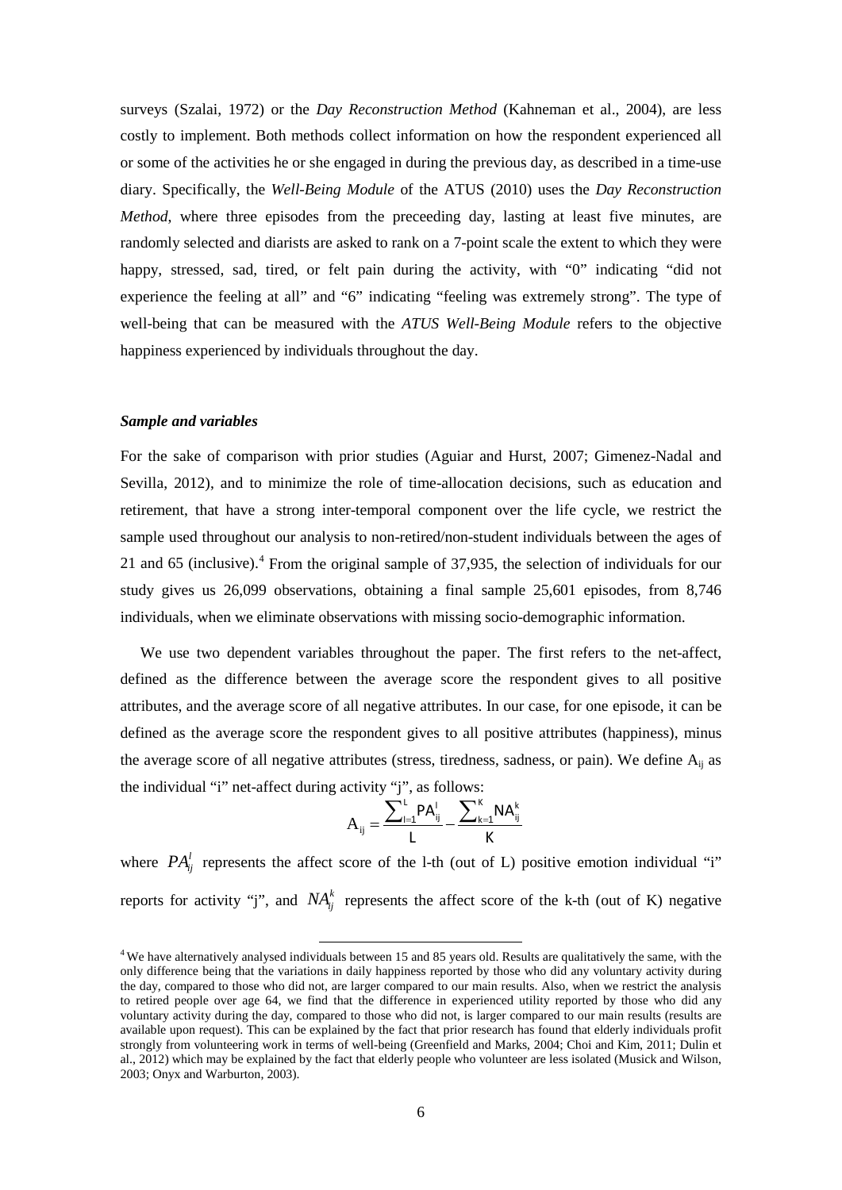surveys (Szalai, 1972) or the *Day Reconstruction Method* (Kahneman et al., 2004), are less costly to implement. Both methods collect information on how the respondent experienced all or some of the activities he or she engaged in during the previous day, as described in a time-use diary. Specifically, the *Well-Being Module* of the ATUS (2010) uses the *Day Reconstruction Method*, where three episodes from the preceeding day, lasting at least five minutes, are randomly selected and diarists are asked to rank on a 7-point scale the extent to which they were happy, stressed, sad, tired, or felt pain during the activity, with "0" indicating "did not experience the feeling at all" and "6" indicating "feeling was extremely strong". The type of well-being that can be measured with the *ATUS Well-Being Module* refers to the objective happiness experienced by individuals throughout the day.

#### ***Sample and variables***

For the sake of comparison with prior studies (Aguiar and Hurst, 2007; Gimenez-Nadal and Sevilla, 2012), and to minimize the role of time-allocation decisions, such as education and retirement, that have a strong inter-temporal component over the life cycle, we restrict the sample used throughout our analysis to non-retired/non-student individuals between the ages of 21 and 65 (inclusive).[4] From the original sample of 37,935, the selection of individuals for our study gives us 26,099 observations, obtaining a final sample 25,601 episodes, from 8,746 individuals, when we eliminate observations with missing socio-demographic information.

We use two dependent variables throughout the paper. The first refers to the net-affect, defined as the difference between the average score the respondent gives to all positive attributes, and the average score of all negative attributes. In our case, for one episode, it can be defined as the average score the respondent gives to all positive attributes (happiness), minus the average score of all negative attributes (stress, tiredness, sadness, or pain). We define $A_{ij}$ as the individual "i" net-affect during activity "j", as follows:

$$A_{ij} = \frac{\sum_{l=1}^{L} PA_{ij}^{l}}{L} - \frac{\sum_{k=1}^{K} NA_{ij}^{k}}{K}$$

where $PA_{ij}^{l}$ represents the affect score of the l-th (out of L) positive emotion individual "i" reports for activity "j", and $NA_{ij}^{k}$ represents the affect score of the k-th (out of K) negative

[4] We have alternatively analysed individuals between 15 and 85 years old. Results are qualitatively the same, with the only difference being that the variations in daily happiness reported by those who did any voluntary activity during the day, compared to those who did not, are larger compared to our main results. Also, when we restrict the analysis to retired people over age 64, we find that the difference in experienced utility reported by those who did any voluntary activity during the day, compared to those who did not, is larger compared to our main results (results are available upon request). This can be explained by the fact that prior research has found that elderly individuals profit strongly from volunteering work in terms of well-being (Greenfield and Marks, 2004; Choi and Kim, 2011; Dulin et al., 2012) which may be explained by the fact that elderly people who volunteer are less isolated (Musick and Wilson, 2003; Onyx and Warburton, 2003).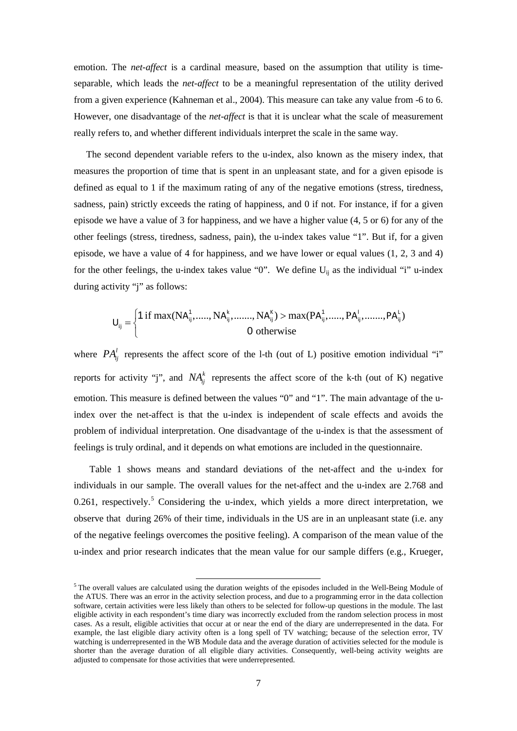emotion. The *net-affect* is a cardinal measure, based on the assumption that utility is time-separable, which leads the *net-affect* to be a meaningful representation of the utility derived from a given experience (Kahneman et al., 2004). This measure can take any value from -6 to 6. However, one disadvantage of the *net-affect* is that it is unclear what the scale of measurement really refers to, and whether different individuals interpret the scale in the same way.

The second dependent variable refers to the u-index, also known as the misery index, that measures the proportion of time that is spent in an unpleasant state, and for a given episode is defined as equal to 1 if the maximum rating of any of the negative emotions (stress, tiredness, sadness, pain) strictly exceeds the rating of happiness, and 0 if not. For instance, if for a given episode we have a value of 3 for happiness, and we have a higher value (4, 5 or 6) for any of the other feelings (stress, tiredness, sadness, pain), the u-index takes value "1". But if, for a given episode, we have a value of 4 for happiness, and we have lower or equal values (1, 2, 3 and 4) for the other feelings, the u-index takes value "0". We define $U_{ij}$ as the individual "i" u-index during activity "j" as follows:

$$U_{ij} = \begin{cases} 1 \text{ if } \max(NA_{ij}^{1},.....,NA_{ij}^{k},.......,NA_{ij}^{K}) > \max(PA_{ij}^{1},.....,PA_{ij}^{l},.......,PA_{ij}^{L}) \\ 0 \text{ otherwise} \end{cases}$$

where $PA_{ij}^{l}$ represents the affect score of the l-th (out of L) positive emotion individual "i" reports for activity "j", and $NA_{ij}^{k}$ represents the affect score of the k-th (out of K) negative emotion. This measure is defined between the values "0" and "1". The main advantage of the u-index over the net-affect is that the u-index is independent of scale effects and avoids the problem of individual interpretation. One disadvantage of the u-index is that the assessment of feelings is truly ordinal, and it depends on what emotions are included in the questionnaire.

Table 1 shows means and standard deviations of the net-affect and the u-index for individuals in our sample. The overall values for the net-affect and the u-index are 2.768 and 0.261, respectively.[5] Considering the u-index, which yields a more direct interpretation, we observe that during 26% of their time, individuals in the US are in an unpleasant state (i.e. any of the negative feelings overcomes the positive feeling). A comparison of the mean value of the u-index and prior research indicates that the mean value for our sample differs (e.g., Krueger,

[5] The overall values are calculated using the duration weights of the episodes included in the Well-Being Module of the ATUS. There was an error in the activity selection process, and due to a programming error in the data collection software, certain activities were less likely than others to be selected for follow-up questions in the module. The last eligible activity in each respondent's time diary was incorrectly excluded from the random selection process in most cases. As a result, eligible activities that occur at or near the end of the diary are underrepresented in the data. For example, the last eligible diary activity often is a long spell of TV watching; because of the selection error, TV watching is underrepresented in the WB Module data and the average duration of activities selected for the module is shorter than the average duration of all eligible diary activities. Consequently, well-being activity weights are adjusted to compensate for those activities that were underrepresented.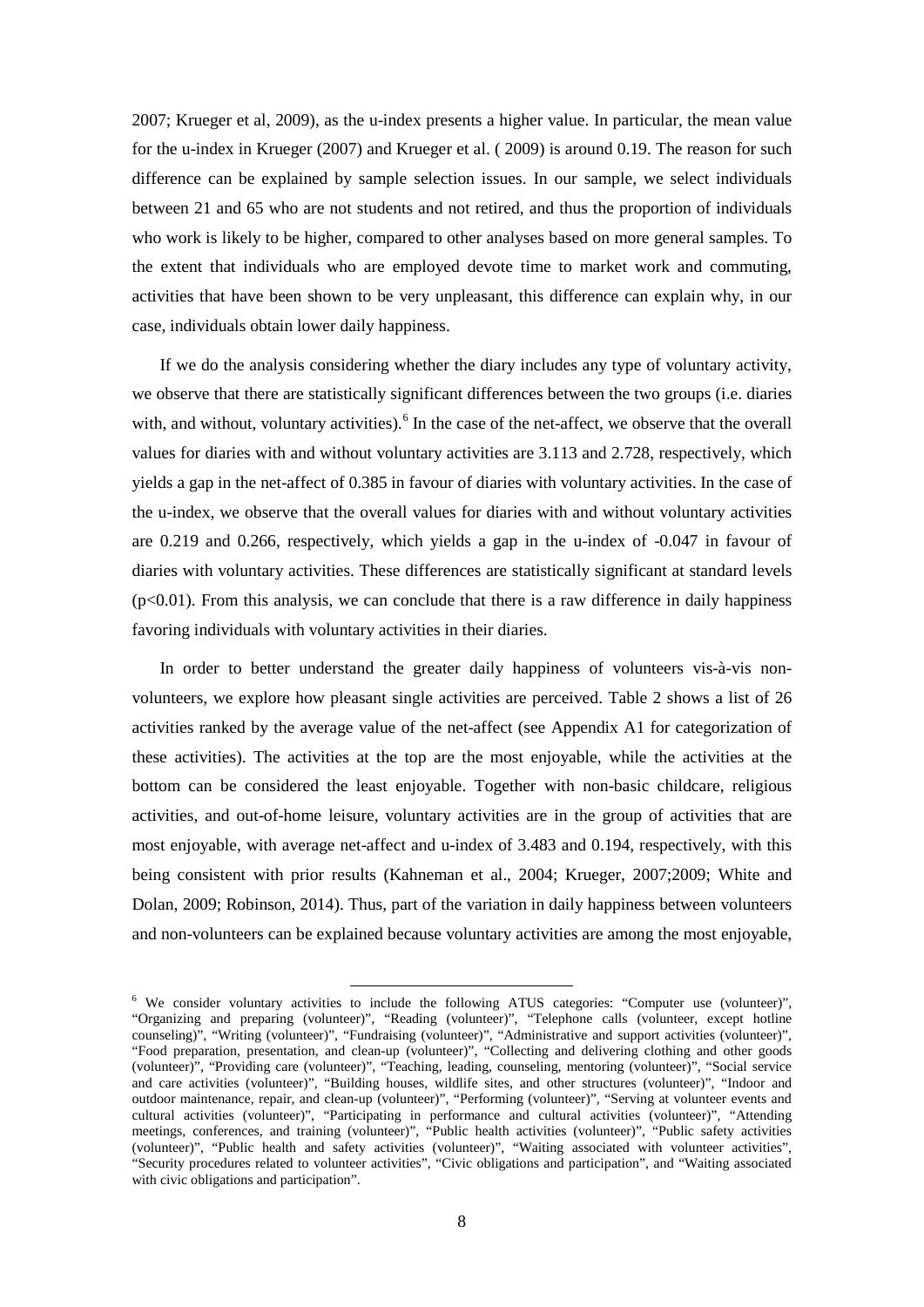2007; Krueger et al, 2009), as the u-index presents a higher value. In particular, the mean value for the u-index in Krueger (2007) and Krueger et al. ( 2009) is around 0.19. The reason for such difference can be explained by sample selection issues. In our sample, we select individuals between 21 and 65 who are not students and not retired, and thus the proportion of individuals who work is likely to be higher, compared to other analyses based on more general samples. To the extent that individuals who are employed devote time to market work and commuting, activities that have been shown to be very unpleasant, this difference can explain why, in our case, individuals obtain lower daily happiness.

If we do the analysis considering whether the diary includes any type of voluntary activity, we observe that there are statistically significant differences between the two groups (i.e. diaries with, and without, voluntary activities).[6] In the case of the net-affect, we observe that the overall values for diaries with and without voluntary activities are 3.113 and 2.728, respectively, which yields a gap in the net-affect of 0.385 in favour of diaries with voluntary activities. In the case of the u-index, we observe that the overall values for diaries with and without voluntary activities are 0.219 and 0.266, respectively, which yields a gap in the u-index of -0.047 in favour of diaries with voluntary activities. These differences are statistically significant at standard levels ($p<0.01$). From this analysis, we can conclude that there is a raw difference in daily happiness favoring individuals with voluntary activities in their diaries.

In order to better understand the greater daily happiness of volunteers vis-à-vis non-volunteers, we explore how pleasant single activities are perceived. Table 2 shows a list of 26 activities ranked by the average value of the net-affect (see Appendix A1 for categorization of these activities). The activities at the top are the most enjoyable, while the activities at the bottom can be considered the least enjoyable. Together with non-basic childcare, religious activities, and out-of-home leisure, voluntary activities are in the group of activities that are most enjoyable, with average net-affect and u-index of 3.483 and 0.194, respectively, with this being consistent with prior results (Kahneman et al., 2004; Krueger, 2007;2009; White and Dolan, 2009; Robinson, 2014). Thus, part of the variation in daily happiness between volunteers and non-volunteers can be explained because voluntary activities are among the most enjoyable,

[6] We consider voluntary activities to include the following ATUS categories: "Computer use (volunteer)", "Organizing and preparing (volunteer)", "Reading (volunteer)", "Telephone calls (volunteer, except hotline counseling)", "Writing (volunteer)", "Fundraising (volunteer)", "Administrative and support activities (volunteer)", "Food preparation, presentation, and clean-up (volunteer)", "Collecting and delivering clothing and other goods (volunteer)", "Providing care (volunteer)", "Teaching, leading, counseling, mentoring (volunteer)", "Social service and care activities (volunteer)", "Building houses, wildlife sites, and other structures (volunteer)", "Indoor and outdoor maintenance, repair, and clean-up (volunteer)", "Performing (volunteer)", "Serving at volunteer events and cultural activities (volunteer)", "Participating in performance and cultural activities (volunteer)", "Attending meetings, conferences, and training (volunteer)", "Public health activities (volunteer)", "Public safety activities (volunteer)", "Public health and safety activities (volunteer)", "Waiting associated with volunteer activities", "Security procedures related to volunteer activities", "Civic obligations and participation", and "Waiting associated with civic obligations and participation".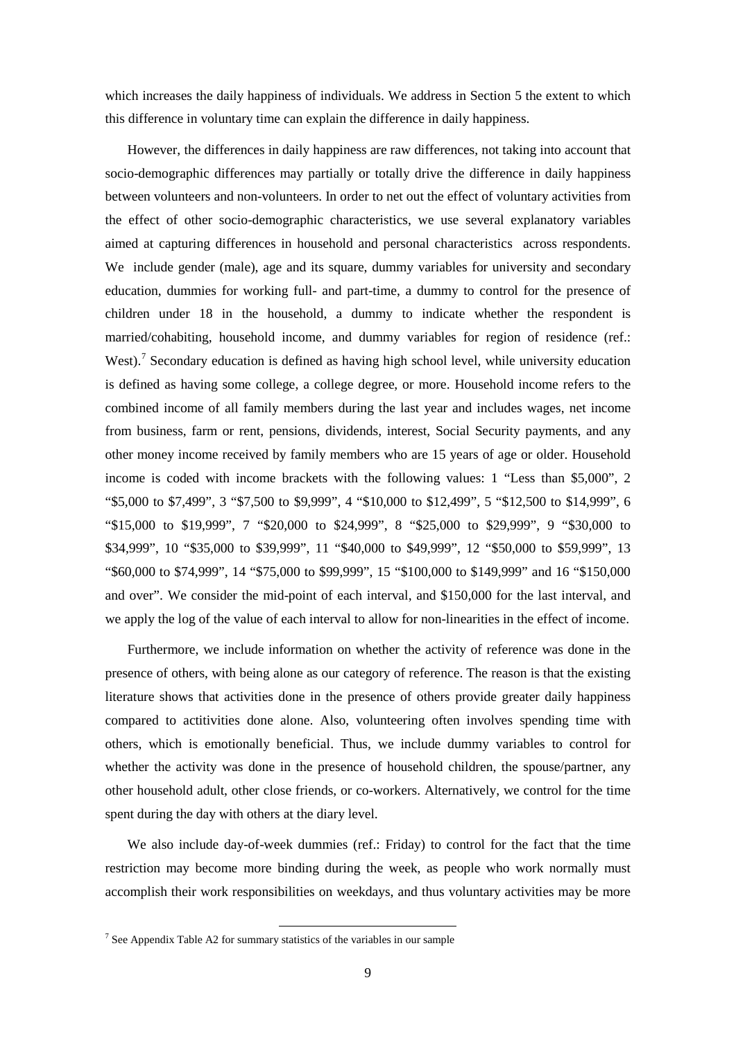which increases the daily happiness of individuals. We address in Section 5 the extent to which this difference in voluntary time can explain the difference in daily happiness.

However, the differences in daily happiness are raw differences, not taking into account that socio-demographic differences may partially or totally drive the difference in daily happiness between volunteers and non-volunteers. In order to net out the effect of voluntary activities from the effect of other socio-demographic characteristics, we use several explanatory variables aimed at capturing differences in household and personal characteristics across respondents. We include gender (male), age and its square, dummy variables for university and secondary education, dummies for working full- and part-time, a dummy to control for the presence of children under 18 in the household, a dummy to indicate whether the respondent is married/cohabiting, household income, and dummy variables for region of residence (ref.: West).[7] Secondary education is defined as having high school level, while university education is defined as having some college, a college degree, or more. Household income refers to the combined income of all family members during the last year and includes wages, net income from business, farm or rent, pensions, dividends, interest, Social Security payments, and any other money income received by family members who are 15 years of age or older. Household income is coded with income brackets with the following values: 1 "Less than \$5,000", 2 "\$5,000 to \$7,499", 3 "\$7,500 to \$9,999", 4 "\$10,000 to \$12,499", 5 "\$12,500 to \$14,999", 6 "\$15,000 to \$19,999", 7 "\$20,000 to \$24,999", 8 "\$25,000 to \$29,999", 9 "\$30,000 to \$34,999", 10 "\$35,000 to \$39,999", 11 "\$40,000 to \$49,999", 12 "\$50,000 to \$59,999", 13 "\$60,000 to \$74,999", 14 "\$75,000 to \$99,999", 15 "\$100,000 to \$149,999" and 16 "\$150,000 and over". We consider the mid-point of each interval, and \$150,000 for the last interval, and we apply the log of the value of each interval to allow for non-linearities in the effect of income.

Furthermore, we include information on whether the activity of reference was done in the presence of others, with being alone as our category of reference. The reason is that the existing literature shows that activities done in the presence of others provide greater daily happiness compared to actitivities done alone. Also, volunteering often involves spending time with others, which is emotionally beneficial. Thus, we include dummy variables to control for whether the activity was done in the presence of household children, the spouse/partner, any other household adult, other close friends, or co-workers. Alternatively, we control for the time spent during the day with others at the diary level.

We also include day-of-week dummies (ref.: Friday) to control for the fact that the time restriction may become more binding during the week, as people who work normally must accomplish their work responsibilities on weekdays, and thus voluntary activities may be more

[7] See Appendix Table A2 for summary statistics of the variables in our sample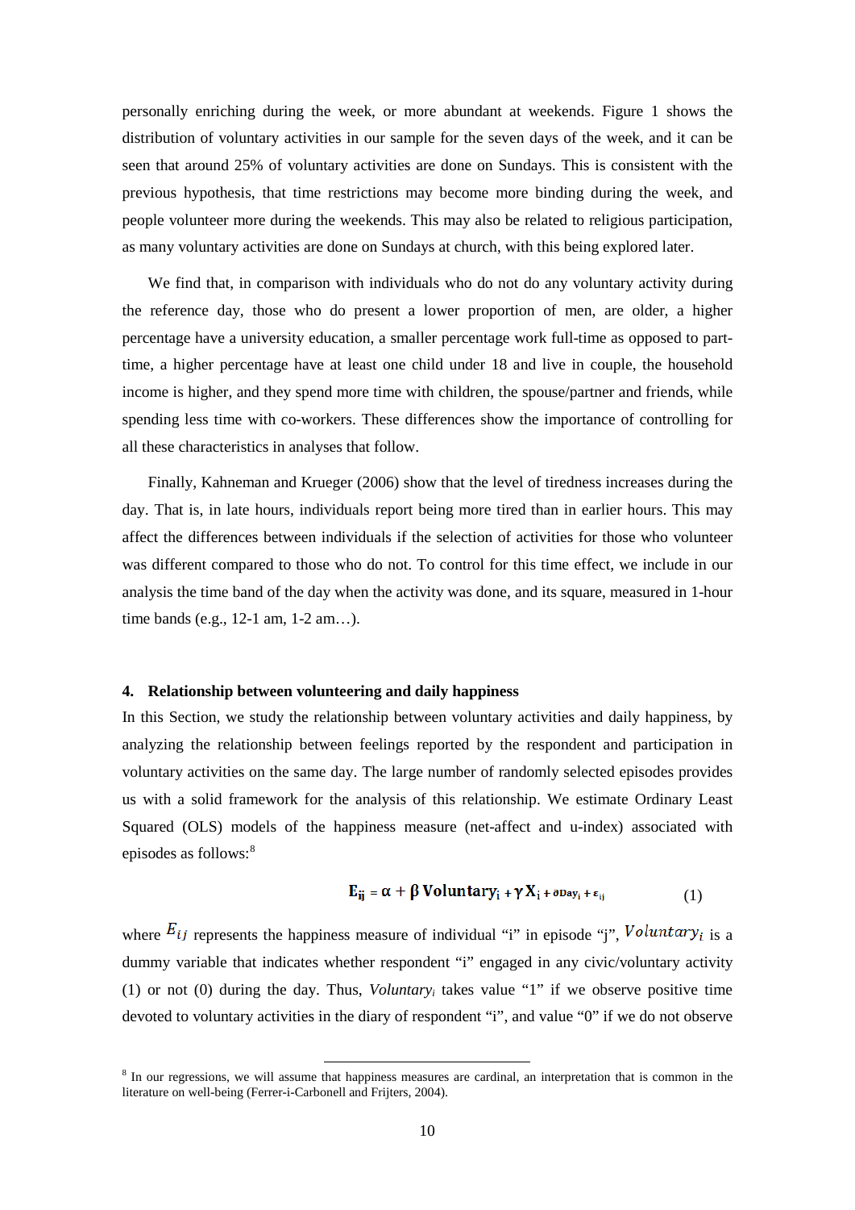personally enriching during the week, or more abundant at weekends. Figure 1 shows the distribution of voluntary activities in our sample for the seven days of the week, and it can be seen that around 25% of voluntary activities are done on Sundays. This is consistent with the previous hypothesis, that time restrictions may become more binding during the week, and people volunteer more during the weekends. This may also be related to religious participation, as many voluntary activities are done on Sundays at church, with this being explored later.

We find that, in comparison with individuals who do not do any voluntary activity during the reference day, those who do present a lower proportion of men, are older, a higher percentage have a university education, a smaller percentage work full-time as opposed to part-time, a higher percentage have at least one child under 18 and live in couple, the household income is higher, and they spend more time with children, the spouse/partner and friends, while spending less time with co-workers. These differences show the importance of controlling for all these characteristics in analyses that follow.

Finally, Kahneman and Krueger (2006) show that the level of tiredness increases during the day. That is, in late hours, individuals report being more tired than in earlier hours. This may affect the differences between individuals if the selection of activities for those who volunteer was different compared to those who do not. To control for this time effect, we include in our analysis the time band of the day when the activity was done, and its square, measured in 1-hour time bands (e.g., 12-1 am, 1-2 am…).

#### 4. Relationship between volunteering and daily happiness

In this Section, we study the relationship between voluntary activities and daily happiness, by analyzing the relationship between feelings reported by the respondent and participation in voluntary activities on the same day. The large number of randomly selected episodes provides us with a solid framework for the analysis of this relationship. We estimate Ordinary Least Squared (OLS) models of the happiness measure (net-affect and u-index) associated with episodes as follows:[8]

$$\mathbf{E_{ij}} = \alpha + \beta\,\mathbf{Voluntary_i} + \gamma\,\mathbf{X_i} + \partial \mathbf{Day_i} + \varepsilon_{ij} \qquad (1)$$

where $E_{ij}$ represents the happiness measure of individual "i" in episode "j", $Voluntary_i$ is a dummy variable that indicates whether respondent "i" engaged in any civic/voluntary activity (1) or not (0) during the day. Thus, $Voluntary_i$ takes value "1" if we observe positive time devoted to voluntary activities in the diary of respondent "i", and value "0" if we do not observe

[8] In our regressions, we will assume that happiness measures are cardinal, an interpretation that is common in the literature on well-being (Ferrer-i-Carbonell and Frijters, 2004).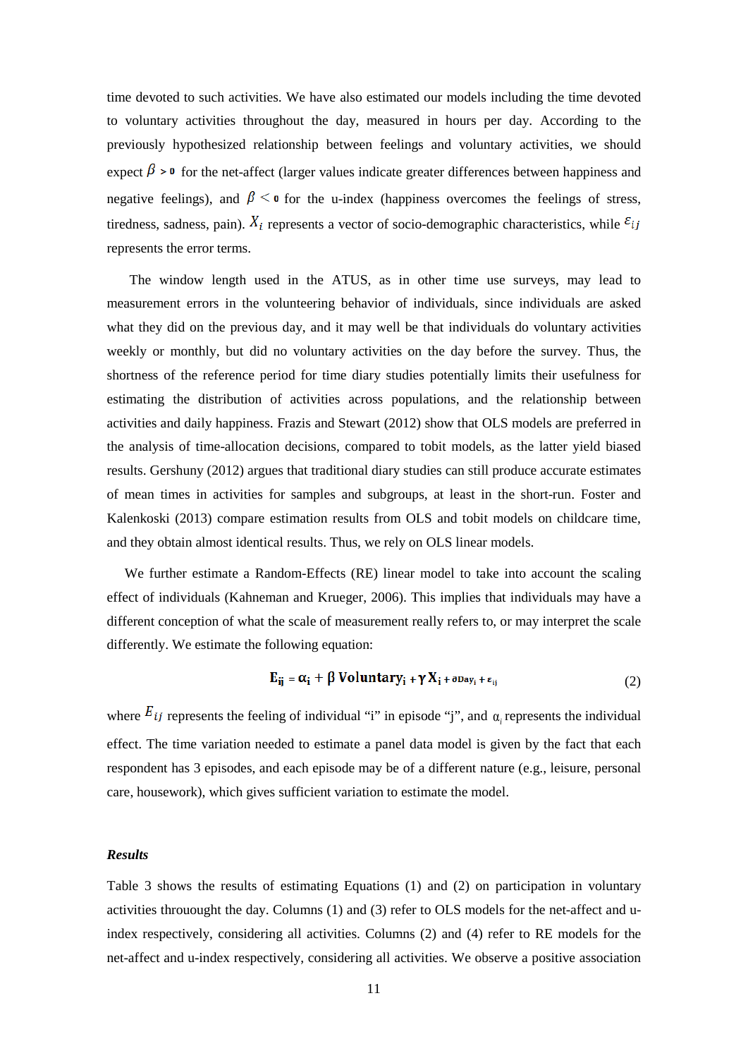time devoted to such activities. We have also estimated our models including the time devoted to voluntary activities throughout the day, measured in hours per day. According to the previously hypothesized relationship between feelings and voluntary activities, we should expect $\beta > 0$ for the net-affect (larger values indicate greater differences between happiness and negative feelings), and $\beta < 0$ for the u-index (happiness overcomes the feelings of stress, tiredness, sadness, pain). $X_i$ represents a vector of socio-demographic characteristics, while $\varepsilon_{ij}$ represents the error terms.

The window length used in the ATUS, as in other time use surveys, may lead to measurement errors in the volunteering behavior of individuals, since individuals are asked what they did on the previous day, and it may well be that individuals do voluntary activities weekly or monthly, but did no voluntary activities on the day before the survey. Thus, the shortness of the reference period for time diary studies potentially limits their usefulness for estimating the distribution of activities across populations, and the relationship between activities and daily happiness. Frazis and Stewart (2012) show that OLS models are preferred in the analysis of time-allocation decisions, compared to tobit models, as the latter yield biased results. Gershuny (2012) argues that traditional diary studies can still produce accurate estimates of mean times in activities for samples and subgroups, at least in the short-run. Foster and Kalenkoski (2013) compare estimation results from OLS and tobit models on childcare time, and they obtain almost identical results. Thus, we rely on OLS linear models.

We further estimate a Random-Effects (RE) linear model to take into account the scaling effect of individuals (Kahneman and Krueger, 2006). This implies that individuals may have a different conception of what the scale of measurement really refers to, or may interpret the scale differently. We estimate the following equation:

$$\mathbf{E_{ij}} = \alpha_i + \beta\ \mathbf{Voluntary_i} + \gamma\ \mathbf{X_i} + \partial \mathbf{Day_i} + \varepsilon_{ij} \tag{2}$$

where $E_{ij}$ represents the feeling of individual "i" in episode "j", and $\alpha_i$ represents the individual effect. The time variation needed to estimate a panel data model is given by the fact that each respondent has 3 episodes, and each episode may be of a different nature (e.g., leisure, personal care, housework), which gives sufficient variation to estimate the model.

### *Results*

Table 3 shows the results of estimating Equations (1) and (2) on participation in voluntary activities throuought the day. Columns (1) and (3) refer to OLS models for the net-affect and u-index respectively, considering all activities. Columns (2) and (4) refer to RE models for the net-affect and u-index respectively, considering all activities. We observe a positive association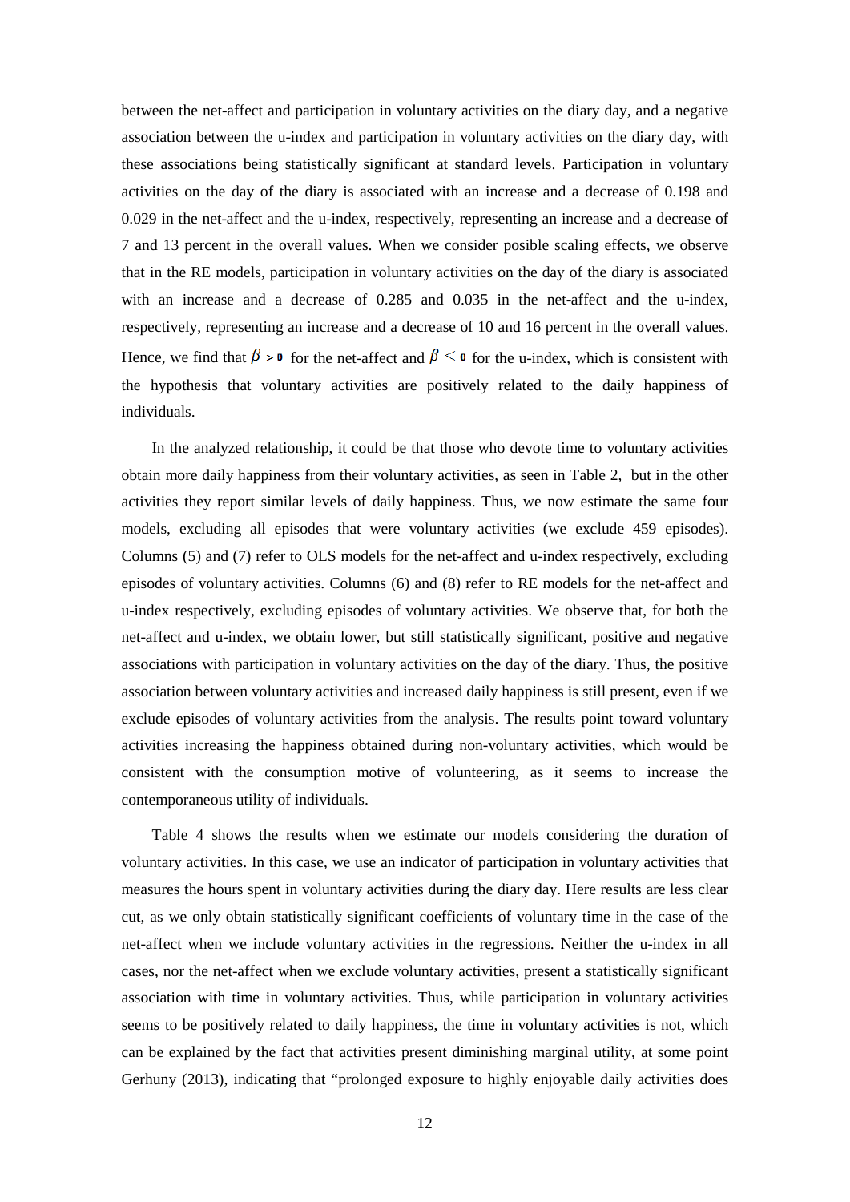between the net-affect and participation in voluntary activities on the diary day, and a negative association between the u-index and participation in voluntary activities on the diary day, with these associations being statistically significant at standard levels. Participation in voluntary activities on the day of the diary is associated with an increase and a decrease of 0.198 and 0.029 in the net-affect and the u-index, respectively, representing an increase and a decrease of 7 and 13 percent in the overall values. When we consider posible scaling effects, we observe that in the RE models, participation in voluntary activities on the day of the diary is associated with an increase and a decrease of 0.285 and 0.035 in the net-affect and the u-index, respectively, representing an increase and a decrease of 10 and 16 percent in the overall values. Hence, we find that $\beta > 0$ for the net-affect and $\beta < 0$ for the u-index, which is consistent with the hypothesis that voluntary activities are positively related to the daily happiness of individuals.

In the analyzed relationship, it could be that those who devote time to voluntary activities obtain more daily happiness from their voluntary activities, as seen in Table 2, but in the other activities they report similar levels of daily happiness. Thus, we now estimate the same four models, excluding all episodes that were voluntary activities (we exclude 459 episodes). Columns (5) and (7) refer to OLS models for the net-affect and u-index respectively, excluding episodes of voluntary activities. Columns (6) and (8) refer to RE models for the net-affect and u-index respectively, excluding episodes of voluntary activities. We observe that, for both the net-affect and u-index, we obtain lower, but still statistically significant, positive and negative associations with participation in voluntary activities on the day of the diary. Thus, the positive association between voluntary activities and increased daily happiness is still present, even if we exclude episodes of voluntary activities from the analysis. The results point toward voluntary activities increasing the happiness obtained during non-voluntary activities, which would be consistent with the consumption motive of volunteering, as it seems to increase the contemporaneous utility of individuals.

Table 4 shows the results when we estimate our models considering the duration of voluntary activities. In this case, we use an indicator of participation in voluntary activities that measures the hours spent in voluntary activities during the diary day. Here results are less clear cut, as we only obtain statistically significant coefficients of voluntary time in the case of the net-affect when we include voluntary activities in the regressions. Neither the u-index in all cases, nor the net-affect when we exclude voluntary activities, present a statistically significant association with time in voluntary activities. Thus, while participation in voluntary activities seems to be positively related to daily happiness, the time in voluntary activities is not, which can be explained by the fact that activities present diminishing marginal utility, at some point Gerhuny (2013), indicating that "prolonged exposure to highly enjoyable daily activities does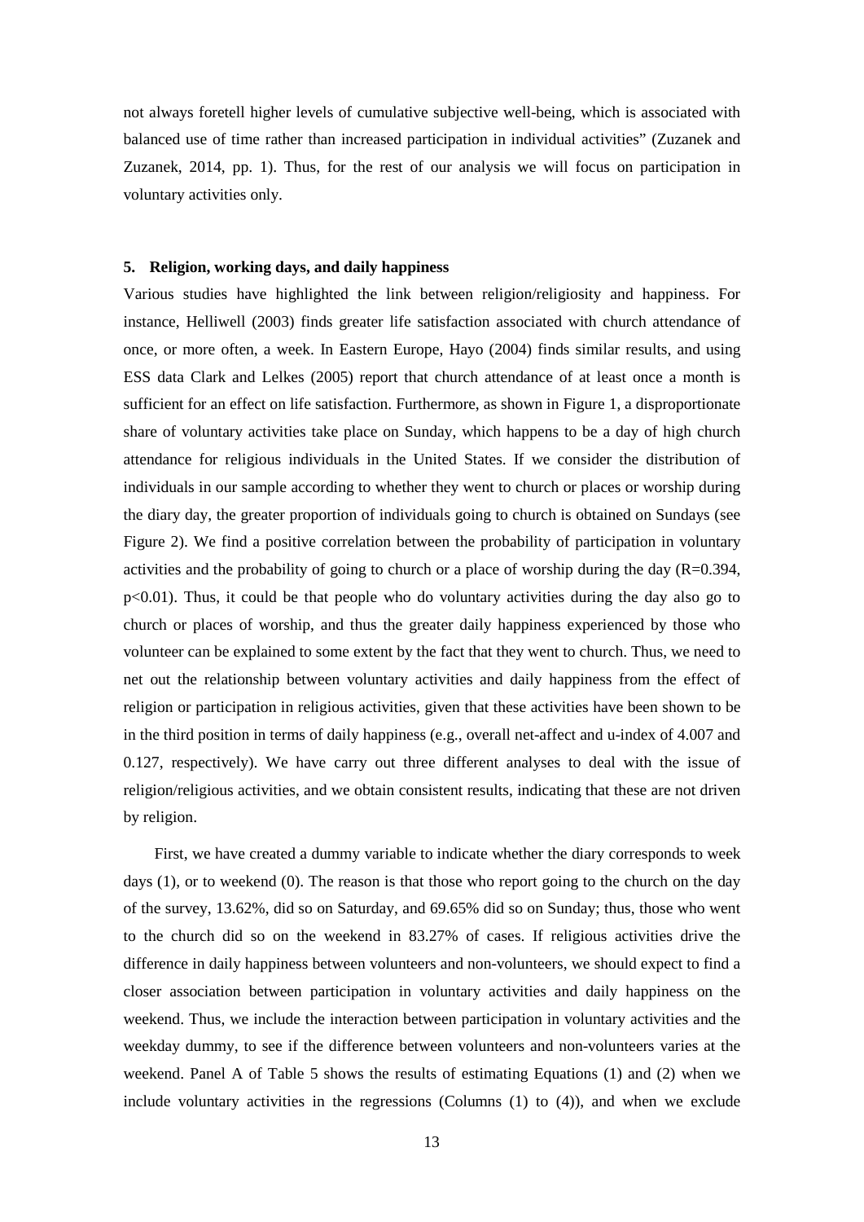not always foretell higher levels of cumulative subjective well-being, which is associated with balanced use of time rather than increased participation in individual activities" (Zuzanek and Zuzanek, 2014, pp. 1). Thus, for the rest of our analysis we will focus on participation in voluntary activities only.

## 5. Religion, working days, and daily happiness

Various studies have highlighted the link between religion/religiosity and happiness. For instance, Helliwell (2003) finds greater life satisfaction associated with church attendance of once, or more often, a week. In Eastern Europe, Hayo (2004) finds similar results, and using ESS data Clark and Lelkes (2005) report that church attendance of at least once a month is sufficient for an effect on life satisfaction. Furthermore, as shown in Figure 1, a disproportionate share of voluntary activities take place on Sunday, which happens to be a day of high church attendance for religious individuals in the United States. If we consider the distribution of individuals in our sample according to whether they went to church or places or worship during the diary day, the greater proportion of individuals going to church is obtained on Sundays (see Figure 2). We find a positive correlation between the probability of participation in voluntary activities and the probability of going to church or a place of worship during the day ($R=0.394$, $p<0.01$). Thus, it could be that people who do voluntary activities during the day also go to church or places of worship, and thus the greater daily happiness experienced by those who volunteer can be explained to some extent by the fact that they went to church. Thus, we need to net out the relationship between voluntary activities and daily happiness from the effect of religion or participation in religious activities, given that these activities have been shown to be in the third position in terms of daily happiness (e.g., overall net-affect and u-index of 4.007 and 0.127, respectively). We have carry out three different analyses to deal with the issue of religion/religious activities, and we obtain consistent results, indicating that these are not driven by religion.

First, we have created a dummy variable to indicate whether the diary corresponds to week days (1), or to weekend (0). The reason is that those who report going to the church on the day of the survey, 13.62%, did so on Saturday, and 69.65% did so on Sunday; thus, those who went to the church did so on the weekend in 83.27% of cases. If religious activities drive the difference in daily happiness between volunteers and non-volunteers, we should expect to find a closer association between participation in voluntary activities and daily happiness on the weekend. Thus, we include the interaction between participation in voluntary activities and the weekday dummy, to see if the difference between volunteers and non-volunteers varies at the weekend. Panel A of Table 5 shows the results of estimating Equations (1) and (2) when we include voluntary activities in the regressions (Columns (1) to (4)), and when we exclude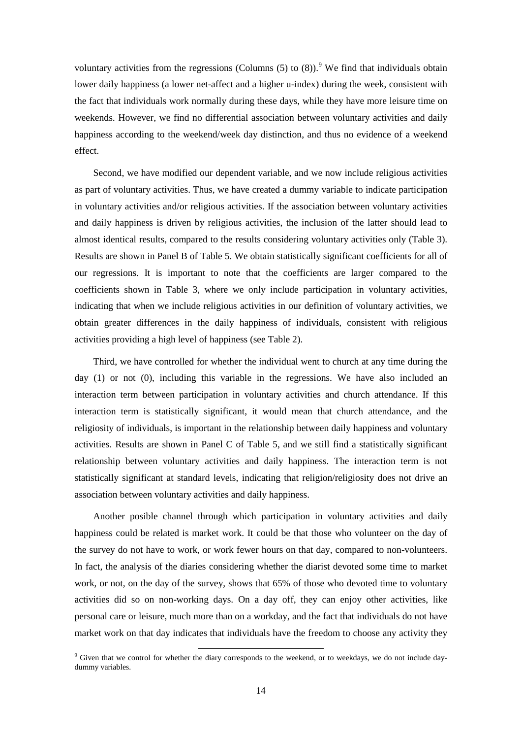voluntary activities from the regressions (Columns (5) to (8)).[9] We find that individuals obtain lower daily happiness (a lower net-affect and a higher u-index) during the week, consistent with the fact that individuals work normally during these days, while they have more leisure time on weekends. However, we find no differential association between voluntary activities and daily happiness according to the weekend/week day distinction, and thus no evidence of a weekend effect.

Second, we have modified our dependent variable, and we now include religious activities as part of voluntary activities. Thus, we have created a dummy variable to indicate participation in voluntary activities and/or religious activities. If the association between voluntary activities and daily happiness is driven by religious activities, the inclusion of the latter should lead to almost identical results, compared to the results considering voluntary activities only (Table 3). Results are shown in Panel B of Table 5. We obtain statistically significant coefficients for all of our regressions. It is important to note that the coefficients are larger compared to the coefficients shown in Table 3, where we only include participation in voluntary activities, indicating that when we include religious activities in our definition of voluntary activities, we obtain greater differences in the daily happiness of individuals, consistent with religious activities providing a high level of happiness (see Table 2).

Third, we have controlled for whether the individual went to church at any time during the day (1) or not (0), including this variable in the regressions. We have also included an interaction term between participation in voluntary activities and church attendance. If this interaction term is statistically significant, it would mean that church attendance, and the religiosity of individuals, is important in the relationship between daily happiness and voluntary activities. Results are shown in Panel C of Table 5, and we still find a statistically significant relationship between voluntary activities and daily happiness. The interaction term is not statistically significant at standard levels, indicating that religion/religiosity does not drive an association between voluntary activities and daily happiness.

Another posible channel through which participation in voluntary activities and daily happiness could be related is market work. It could be that those who volunteer on the day of the survey do not have to work, or work fewer hours on that day, compared to non-volunteers. In fact, the analysis of the diaries considering whether the diarist devoted some time to market work, or not, on the day of the survey, shows that 65% of those who devoted time to voluntary activities did so on non-working days. On a day off, they can enjoy other activities, like personal care or leisure, much more than on a workday, and the fact that individuals do not have market work on that day indicates that individuals have the freedom to choose any activity they

[9] Given that we control for whether the diary corresponds to the weekend, or to weekdays, we do not include day-dummy variables.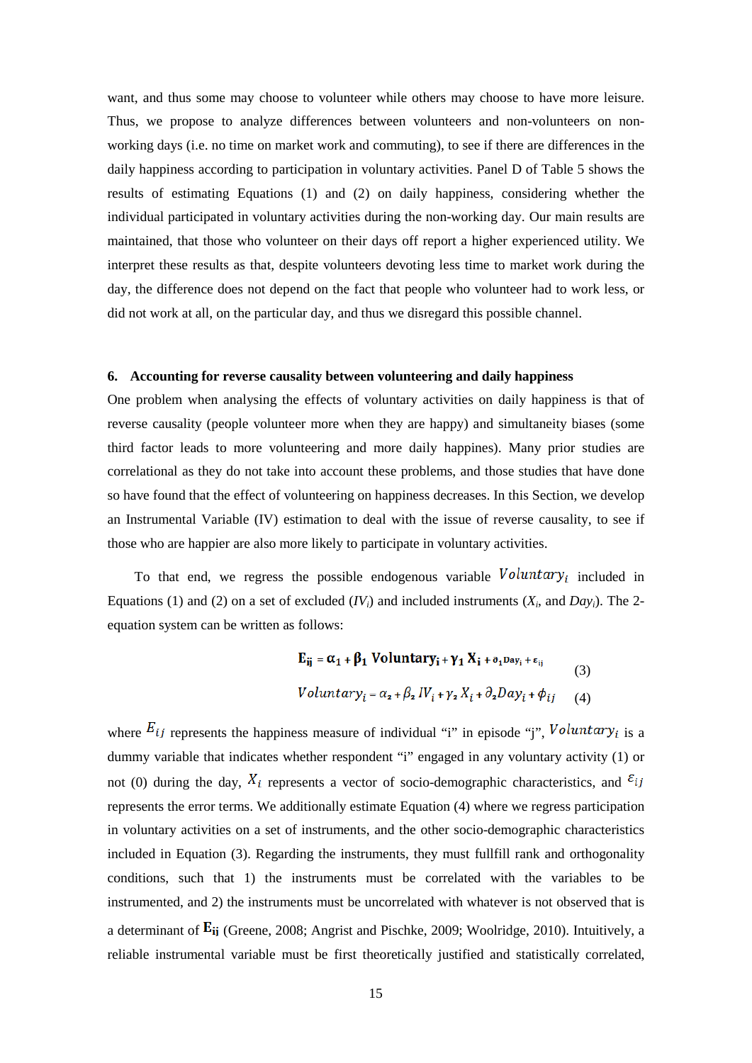want, and thus some may choose to volunteer while others may choose to have more leisure. Thus, we propose to analyze differences between volunteers and non-volunteers on non-working days (i.e. no time on market work and commuting), to see if there are differences in the daily happiness according to participation in voluntary activities. Panel D of Table 5 shows the results of estimating Equations (1) and (2) on daily happiness, considering whether the individual participated in voluntary activities during the non-working day. Our main results are maintained, that those who volunteer on their days off report a higher experienced utility. We interpret these results as that, despite volunteers devoting less time to market work during the day, the difference does not depend on the fact that people who volunteer had to work less, or did not work at all, on the particular day, and thus we disregard this possible channel.

## 6. Accounting for reverse causality between volunteering and daily happiness

One problem when analysing the effects of voluntary activities on daily happiness is that of reverse causality (people volunteer more when they are happy) and simultaneity biases (some third factor leads to more volunteering and more daily happines). Many prior studies are correlational as they do not take into account these problems, and those studies that have done so have found that the effect of volunteering on happiness decreases. In this Section, we develop an Instrumental Variable (IV) estimation to deal with the issue of reverse causality, to see if those who are happier are also more likely to participate in voluntary activities.

To that end, we regress the possible endogenous variable $Voluntary_i$ included in Equations (1) and (2) on a set of excluded ($IV_i$) and included instruments ($X_i$, and $Day_i$). The 2-equation system can be written as follows:

$$\mathbf{E_{ij}} = \boldsymbol{\alpha_1} + \boldsymbol{\beta_1}\ \mathbf{Voluntary_i} + \boldsymbol{\gamma_1}\ \mathbf{X_i} + \partial_1 Day_i + \varepsilon_{ij} \qquad (3)$$

$$Voluntary_i = \alpha_2 + \beta_2\, IV_i + \gamma_2\, X_i + \partial_2 Day_i + \phi_{ij} \qquad (4)$$

where $E_{ij}$ represents the happiness measure of individual "i" in episode "j", $Voluntary_i$ is a dummy variable that indicates whether respondent "i" engaged in any voluntary activity (1) or not (0) during the day, $X_i$ represents a vector of socio-demographic characteristics, and $\varepsilon_{ij}$ represents the error terms. We additionally estimate Equation (4) where we regress participation in voluntary activities on a set of instruments, and the other socio-demographic characteristics included in Equation (3). Regarding the instruments, they must fullfill rank and orthogonality conditions, such that 1) the instruments must be correlated with the variables to be instrumented, and 2) the instruments must be uncorrelated with whatever is not observed that is a determinant of $\mathbf{E_{ij}}$ (Greene, 2008; Angrist and Pischke, 2009; Woolridge, 2010). Intuitively, a reliable instrumental variable must be first theoretically justified and statistically correlated,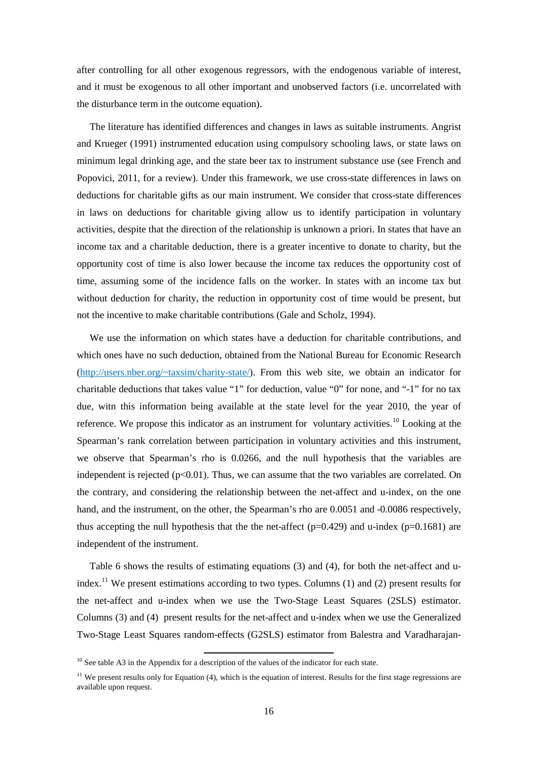after controlling for all other exogenous regressors, with the endogenous variable of interest, and it must be exogenous to all other important and unobserved factors (i.e. uncorrelated with the disturbance term in the outcome equation).

The literature has identified differences and changes in laws as suitable instruments. Angrist and Krueger (1991) instrumented education using compulsory schooling laws, or state laws on minimum legal drinking age, and the state beer tax to instrument substance use (see French and Popovici, 2011, for a review). Under this framework, we use cross-state differences in laws on deductions for charitable gifts as our main instrument. We consider that cross-state differences in laws on deductions for charitable giving allow us to identify participation in voluntary activities, despite that the direction of the relationship is unknown a priori. In states that have an income tax and a charitable deduction, there is a greater incentive to donate to charity, but the opportunity cost of time is also lower because the income tax reduces the opportunity cost of time, assuming some of the incidence falls on the worker. In states with an income tax but without deduction for charity, the reduction in opportunity cost of time would be present, but not the incentive to make charitable contributions (Gale and Scholz, 1994).

We use the information on which states have a deduction for charitable contributions, and which ones have no such deduction, obtained from the National Bureau for Economic Research (http://users.nber.org/~taxsim/charity-state/). From this web site, we obtain an indicator for charitable deductions that takes value "1" for deduction, value "0" for none, and "-1" for no tax due, witn this information being available at the state level for the year 2010, the year of reference. We propose this indicator as an instrument for voluntary activities.[10] Looking at the Spearman's rank correlation between participation in voluntary activities and this instrument, we observe that Spearman's rho is 0.0266, and the null hypothesis that the variables are independent is rejected ($p<0.01$). Thus, we can assume that the two variables are correlated. On the contrary, and considering the relationship between the net-affect and u-index, on the one hand, and the instrument, on the other, the Spearman's rho are 0.0051 and -0.0086 respectively, thus accepting the null hypothesis that the the net-affect ($p=0.429$) and u-index ($p=0.1681$) are independent of the instrument.

Table 6 shows the results of estimating equations (3) and (4), for both the net-affect and u-index.[11] We present estimations according to two types. Columns (1) and (2) present results for the net-affect and u-index when we use the Two-Stage Least Squares (2SLS) estimator. Columns (3) and (4) present results for the net-affect and u-index when we use the Generalized Two-Stage Least Squares random-effects (G2SLS) estimator from Balestra and Varadharajan-

[10] See table A3 in the Appendix for a description of the values of the indicator for each state.

[11] We present results only for Equation (4), which is the equation of interest. Results for the first stage regressions are available upon request.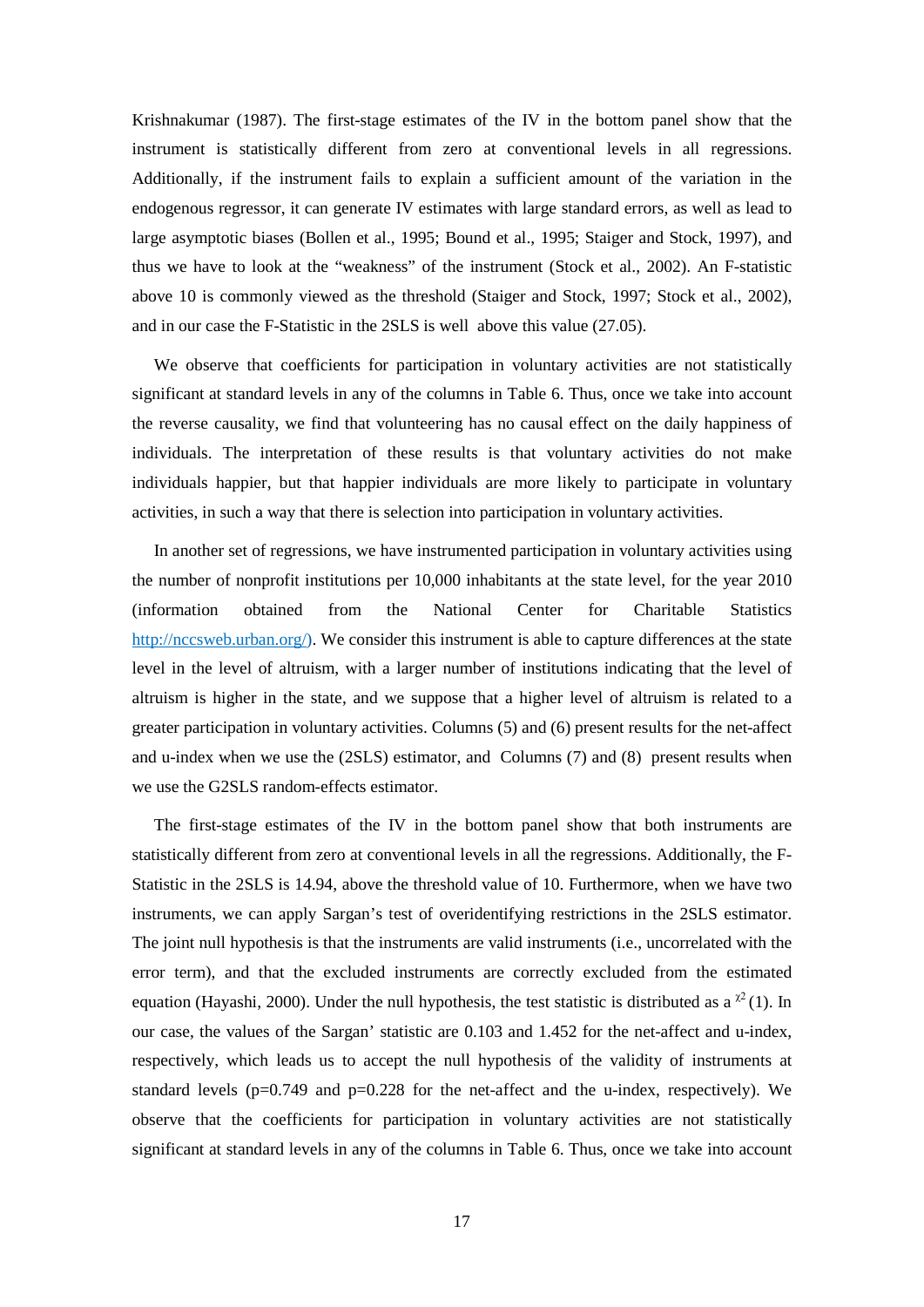Krishnakumar (1987). The first-stage estimates of the IV in the bottom panel show that the instrument is statistically different from zero at conventional levels in all regressions. Additionally, if the instrument fails to explain a sufficient amount of the variation in the endogenous regressor, it can generate IV estimates with large standard errors, as well as lead to large asymptotic biases (Bollen et al., 1995; Bound et al., 1995; Staiger and Stock, 1997), and thus we have to look at the "weakness" of the instrument (Stock et al., 2002). An F-statistic above 10 is commonly viewed as the threshold (Staiger and Stock, 1997; Stock et al., 2002), and in our case the F-Statistic in the 2SLS is well above this value (27.05).

We observe that coefficients for participation in voluntary activities are not statistically significant at standard levels in any of the columns in Table 6. Thus, once we take into account the reverse causality, we find that volunteering has no causal effect on the daily happiness of individuals. The interpretation of these results is that voluntary activities do not make individuals happier, but that happier individuals are more likely to participate in voluntary activities, in such a way that there is selection into participation in voluntary activities.

In another set of regressions, we have instrumented participation in voluntary activities using the number of nonprofit institutions per 10,000 inhabitants at the state level, for the year 2010 (information obtained from the National Center for Charitable Statistics http://nccsweb.urban.org/). We consider this instrument is able to capture differences at the state level in the level of altruism, with a larger number of institutions indicating that the level of altruism is higher in the state, and we suppose that a higher level of altruism is related to a greater participation in voluntary activities. Columns (5) and (6) present results for the net-affect and u-index when we use the (2SLS) estimator, and Columns (7) and (8) present results when we use the G2SLS random-effects estimator.

The first-stage estimates of the IV in the bottom panel show that both instruments are statistically different from zero at conventional levels in all the regressions. Additionally, the F-Statistic in the 2SLS is 14.94, above the threshold value of 10. Furthermore, when we have two instruments, we can apply Sargan's test of overidentifying restrictions in the 2SLS estimator. The joint null hypothesis is that the instruments are valid instruments (i.e., uncorrelated with the error term), and that the excluded instruments are correctly excluded from the estimated equation (Hayashi, 2000). Under the null hypothesis, the test statistic is distributed as a $\chi^2(1)$. In our case, the values of the Sargan' statistic are 0.103 and 1.452 for the net-affect and u-index, respectively, which leads us to accept the null hypothesis of the validity of instruments at standard levels (p=0.749 and p=0.228 for the net-affect and the u-index, respectively). We observe that the coefficients for participation in voluntary activities are not statistically significant at standard levels in any of the columns in Table 6. Thus, once we take into account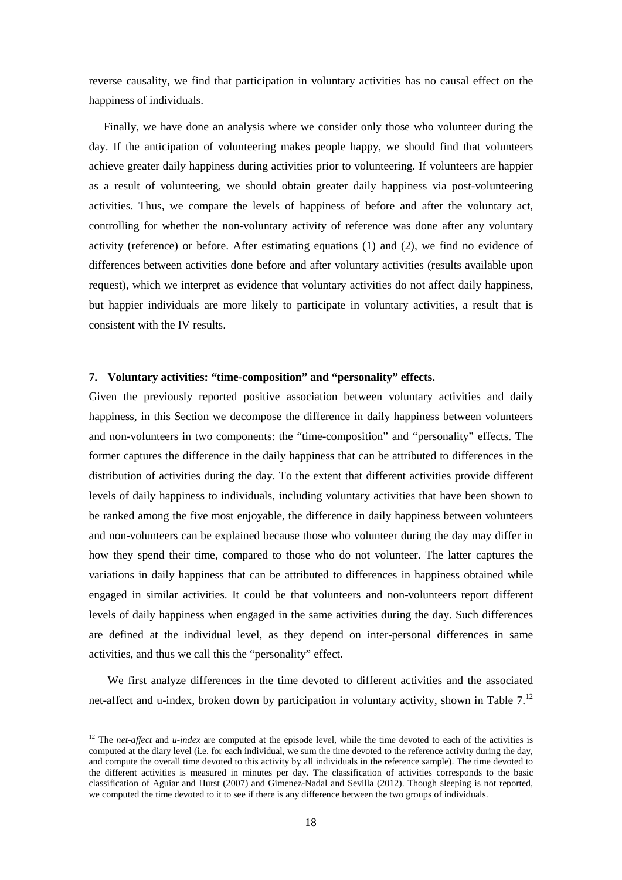reverse causality, we find that participation in voluntary activities has no causal effect on the happiness of individuals.

Finally, we have done an analysis where we consider only those who volunteer during the day. If the anticipation of volunteering makes people happy, we should find that volunteers achieve greater daily happiness during activities prior to volunteering. If volunteers are happier as a result of volunteering, we should obtain greater daily happiness via post-volunteering activities. Thus, we compare the levels of happiness of before and after the voluntary act, controlling for whether the non-voluntary activity of reference was done after any voluntary activity (reference) or before. After estimating equations (1) and (2), we find no evidence of differences between activities done before and after voluntary activities (results available upon request), which we interpret as evidence that voluntary activities do not affect daily happiness, but happier individuals are more likely to participate in voluntary activities, a result that is consistent with the IV results.

## 7. Voluntary activities: "time-composition" and "personality" effects.

Given the previously reported positive association between voluntary activities and daily happiness, in this Section we decompose the difference in daily happiness between volunteers and non-volunteers in two components: the "time-composition" and "personality" effects. The former captures the difference in the daily happiness that can be attributed to differences in the distribution of activities during the day. To the extent that different activities provide different levels of daily happiness to individuals, including voluntary activities that have been shown to be ranked among the five most enjoyable, the difference in daily happiness between volunteers and non-volunteers can be explained because those who volunteer during the day may differ in how they spend their time, compared to those who do not volunteer. The latter captures the variations in daily happiness that can be attributed to differences in happiness obtained while engaged in similar activities. It could be that volunteers and non-volunteers report different levels of daily happiness when engaged in the same activities during the day. Such differences are defined at the individual level, as they depend on inter-personal differences in same activities, and thus we call this the "personality" effect.

We first analyze differences in the time devoted to different activities and the associated net-affect and u-index, broken down by participation in voluntary activity, shown in Table 7.[12]

[12] The *net-affect* and *u-index* are computed at the episode level, while the time devoted to each of the activities is computed at the diary level (i.e. for each individual, we sum the time devoted to the reference activity during the day, and compute the overall time devoted to this activity by all individuals in the reference sample). The time devoted to the different activities is measured in minutes per day. The classification of activities corresponds to the basic classification of Aguiar and Hurst (2007) and Gimenez-Nadal and Sevilla (2012). Though sleeping is not reported, we computed the time devoted to it to see if there is any difference between the two groups of individuals.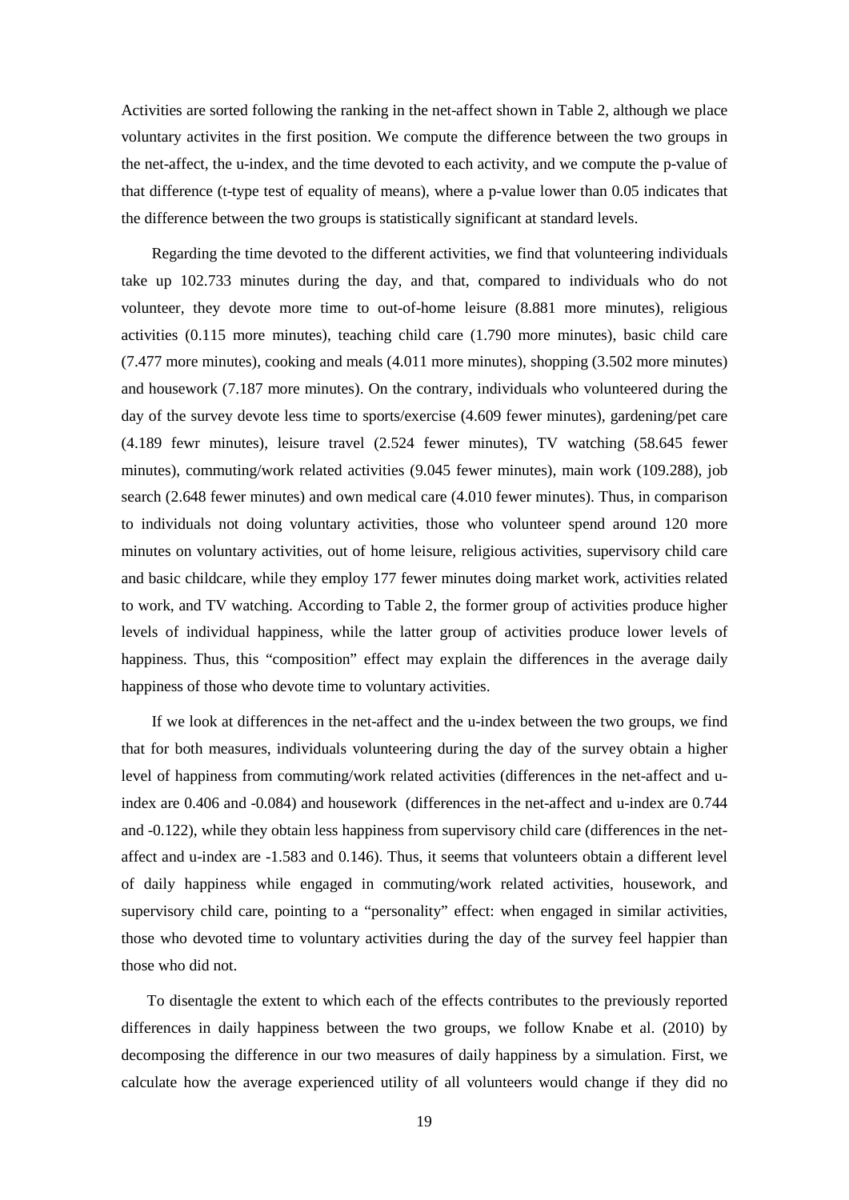Activities are sorted following the ranking in the net-affect shown in Table 2, although we place voluntary activites in the first position. We compute the difference between the two groups in the net-affect, the u-index, and the time devoted to each activity, and we compute the p-value of that difference (t-type test of equality of means), where a p-value lower than 0.05 indicates that the difference between the two groups is statistically significant at standard levels.

Regarding the time devoted to the different activities, we find that volunteering individuals take up 102.733 minutes during the day, and that, compared to individuals who do not volunteer, they devote more time to out-of-home leisure (8.881 more minutes), religious activities (0.115 more minutes), teaching child care (1.790 more minutes), basic child care (7.477 more minutes), cooking and meals (4.011 more minutes), shopping (3.502 more minutes) and housework (7.187 more minutes). On the contrary, individuals who volunteered during the day of the survey devote less time to sports/exercise (4.609 fewer minutes), gardening/pet care (4.189 fewr minutes), leisure travel (2.524 fewer minutes), TV watching (58.645 fewer minutes), commuting/work related activities (9.045 fewer minutes), main work (109.288), job search (2.648 fewer minutes) and own medical care (4.010 fewer minutes). Thus, in comparison to individuals not doing voluntary activities, those who volunteer spend around 120 more minutes on voluntary activities, out of home leisure, religious activities, supervisory child care and basic childcare, while they employ 177 fewer minutes doing market work, activities related to work, and TV watching. According to Table 2, the former group of activities produce higher levels of individual happiness, while the latter group of activities produce lower levels of happiness. Thus, this "composition" effect may explain the differences in the average daily happiness of those who devote time to voluntary activities.

If we look at differences in the net-affect and the u-index between the two groups, we find that for both measures, individuals volunteering during the day of the survey obtain a higher level of happiness from commuting/work related activities (differences in the net-affect and u-index are 0.406 and -0.084) and housework (differences in the net-affect and u-index are 0.744 and -0.122), while they obtain less happiness from supervisory child care (differences in the net-affect and u-index are -1.583 and 0.146). Thus, it seems that volunteers obtain a different level of daily happiness while engaged in commuting/work related activities, housework, and supervisory child care, pointing to a "personality" effect: when engaged in similar activities, those who devoted time to voluntary activities during the day of the survey feel happier than those who did not.

To disentagle the extent to which each of the effects contributes to the previously reported differences in daily happiness between the two groups, we follow Knabe et al. (2010) by decomposing the difference in our two measures of daily happiness by a simulation. First, we calculate how the average experienced utility of all volunteers would change if they did no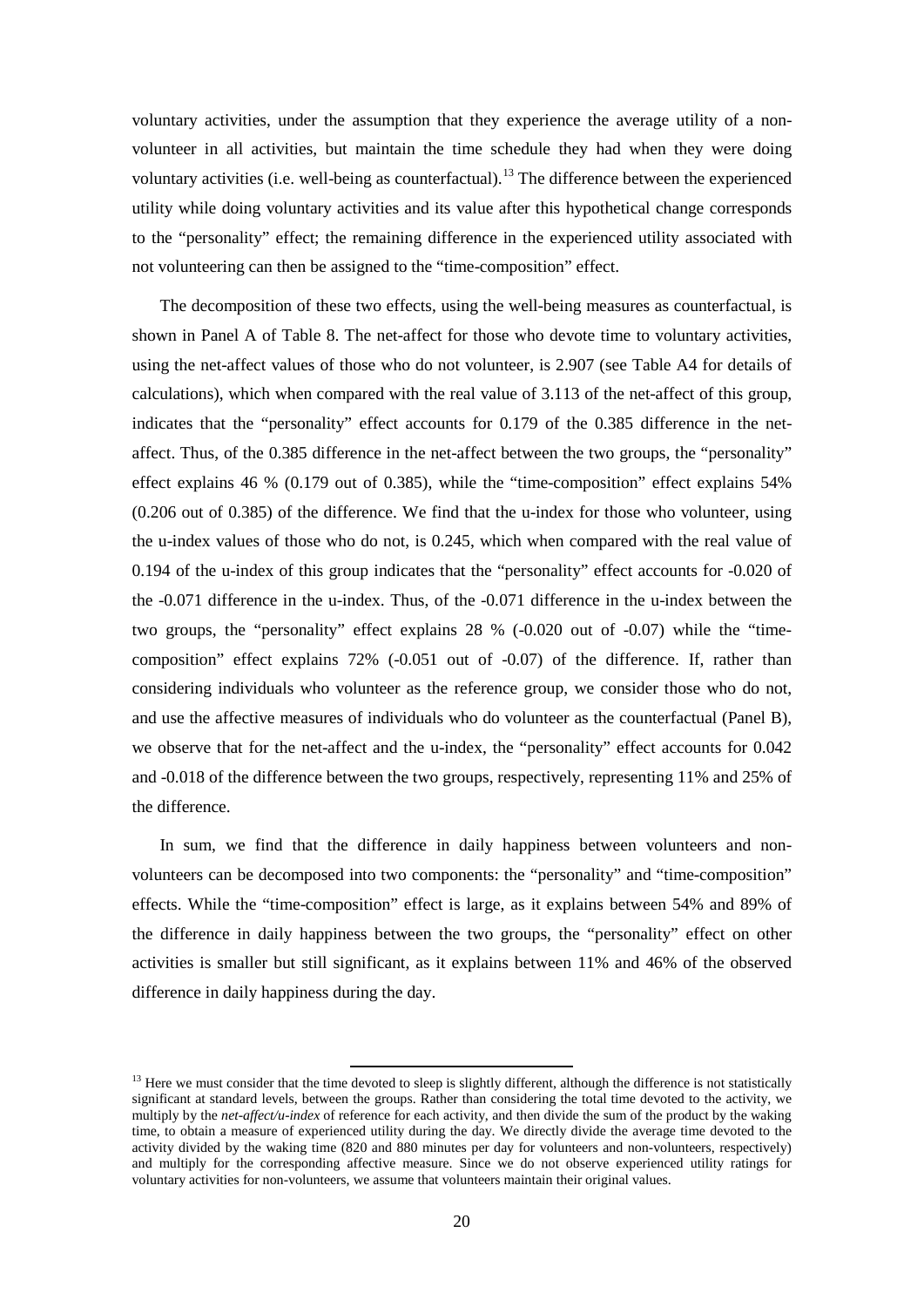voluntary activities, under the assumption that they experience the average utility of a non-volunteer in all activities, but maintain the time schedule they had when they were doing voluntary activities (i.e. well-being as counterfactual).[13] The difference between the experienced utility while doing voluntary activities and its value after this hypothetical change corresponds to the "personality" effect; the remaining difference in the experienced utility associated with not volunteering can then be assigned to the "time-composition" effect.

The decomposition of these two effects, using the well-being measures as counterfactual, is shown in Panel A of Table 8. The net-affect for those who devote time to voluntary activities, using the net-affect values of those who do not volunteer, is 2.907 (see Table A4 for details of calculations), which when compared with the real value of 3.113 of the net-affect of this group, indicates that the "personality" effect accounts for 0.179 of the 0.385 difference in the net-affect. Thus, of the 0.385 difference in the net-affect between the two groups, the "personality" effect explains 46 % (0.179 out of 0.385), while the "time-composition" effect explains 54% (0.206 out of 0.385) of the difference. We find that the u-index for those who volunteer, using the u-index values of those who do not, is 0.245, which when compared with the real value of 0.194 of the u-index of this group indicates that the "personality" effect accounts for -0.020 of the -0.071 difference in the u-index. Thus, of the -0.071 difference in the u-index between the two groups, the "personality" effect explains 28 % (-0.020 out of -0.07) while the "time-composition" effect explains 72% (-0.051 out of -0.07) of the difference. If, rather than considering individuals who volunteer as the reference group, we consider those who do not, and use the affective measures of individuals who do volunteer as the counterfactual (Panel B), we observe that for the net-affect and the u-index, the "personality" effect accounts for 0.042 and -0.018 of the difference between the two groups, respectively, representing 11% and 25% of the difference.

In sum, we find that the difference in daily happiness between volunteers and non-volunteers can be decomposed into two components: the "personality" and "time-composition" effects. While the "time-composition" effect is large, as it explains between 54% and 89% of the difference in daily happiness between the two groups, the "personality" effect on other activities is smaller but still significant, as it explains between 11% and 46% of the observed difference in daily happiness during the day.

[13] Here we must consider that the time devoted to sleep is slightly different, although the difference is not statistically significant at standard levels, between the groups. Rather than considering the total time devoted to the activity, we multiply by the *net-affect/u-index* of reference for each activity, and then divide the sum of the product by the waking time, to obtain a measure of experienced utility during the day. We directly divide the average time devoted to the activity divided by the waking time (820 and 880 minutes per day for volunteers and non-volunteers, respectively) and multiply for the corresponding affective measure. Since we do not observe experienced utility ratings for voluntary activities for non-volunteers, we assume that volunteers maintain their original values.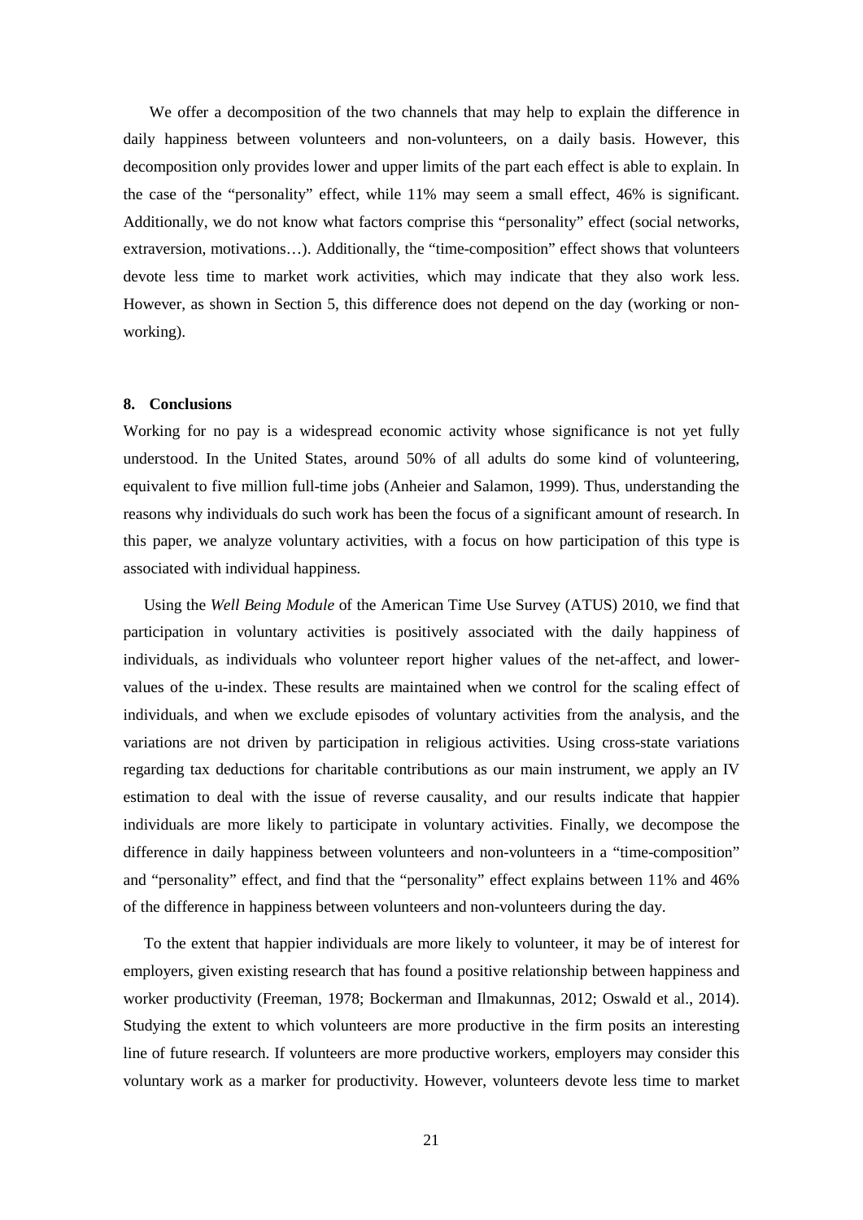We offer a decomposition of the two channels that may help to explain the difference in daily happiness between volunteers and non-volunteers, on a daily basis. However, this decomposition only provides lower and upper limits of the part each effect is able to explain. In the case of the "personality" effect, while 11% may seem a small effect, 46% is significant. Additionally, we do not know what factors comprise this "personality" effect (social networks, extraversion, motivations…). Additionally, the "time-composition" effect shows that volunteers devote less time to market work activities, which may indicate that they also work less. However, as shown in Section 5, this difference does not depend on the day (working or non-working).

## 8. Conclusions

Working for no pay is a widespread economic activity whose significance is not yet fully understood. In the United States, around 50% of all adults do some kind of volunteering, equivalent to five million full-time jobs (Anheier and Salamon, 1999). Thus, understanding the reasons why individuals do such work has been the focus of a significant amount of research. In this paper, we analyze voluntary activities, with a focus on how participation of this type is associated with individual happiness.

Using the *Well Being Module* of the American Time Use Survey (ATUS) 2010, we find that participation in voluntary activities is positively associated with the daily happiness of individuals, as individuals who volunteer report higher values of the net-affect, and lower-values of the u-index. These results are maintained when we control for the scaling effect of individuals, and when we exclude episodes of voluntary activities from the analysis, and the variations are not driven by participation in religious activities. Using cross-state variations regarding tax deductions for charitable contributions as our main instrument, we apply an IV estimation to deal with the issue of reverse causality, and our results indicate that happier individuals are more likely to participate in voluntary activities. Finally, we decompose the difference in daily happiness between volunteers and non-volunteers in a "time-composition" and "personality" effect, and find that the "personality" effect explains between 11% and 46% of the difference in happiness between volunteers and non-volunteers during the day.

To the extent that happier individuals are more likely to volunteer, it may be of interest for employers, given existing research that has found a positive relationship between happiness and worker productivity (Freeman, 1978; Bockerman and Ilmakunnas, 2012; Oswald et al., 2014). Studying the extent to which volunteers are more productive in the firm posits an interesting line of future research. If volunteers are more productive workers, employers may consider this voluntary work as a marker for productivity. However, volunteers devote less time to market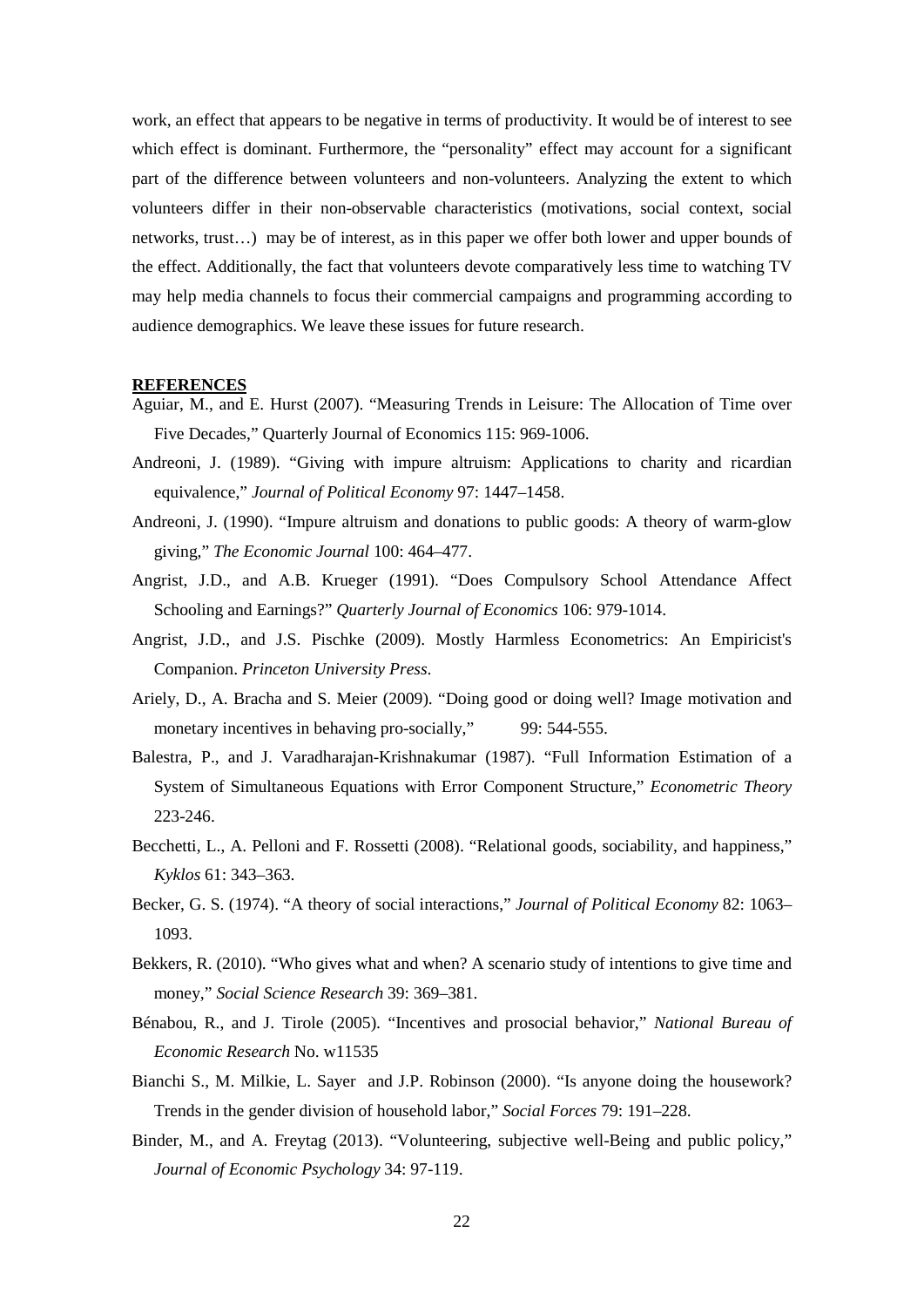work, an effect that appears to be negative in terms of productivity. It would be of interest to see which effect is dominant. Furthermore, the "personality" effect may account for a significant part of the difference between volunteers and non-volunteers. Analyzing the extent to which volunteers differ in their non-observable characteristics (motivations, social context, social networks, trust…) may be of interest, as in this paper we offer both lower and upper bounds of the effect. Additionally, the fact that volunteers devote comparatively less time to watching TV may help media channels to focus their commercial campaigns and programming according to audience demographics. We leave these issues for future research.

## REFERENCES

Aguiar, M., and E. Hurst (2007). "Measuring Trends in Leisure: The Allocation of Time over Five Decades," Quarterly Journal of Economics 115: 969-1006.

Andreoni, J. (1989). "Giving with impure altruism: Applications to charity and ricardian equivalence," *Journal of Political Economy* 97: 1447–1458.

Andreoni, J. (1990). "Impure altruism and donations to public goods: A theory of warm-glow giving," *The Economic Journal* 100: 464–477.

Angrist, J.D., and A.B. Krueger (1991). "Does Compulsory School Attendance Affect Schooling and Earnings?" *Quarterly Journal of Economics* 106: 979-1014.

Angrist, J.D., and J.S. Pischke (2009). Mostly Harmless Econometrics: An Empiricist's Companion. *Princeton University Press*.

Ariely, D., A. Bracha and S. Meier (2009). "Doing good or doing well? Image motivation and monetary incentives in behaving pro-socially," 99: 544-555.

Balestra, P., and J. Varadharajan-Krishnakumar (1987). "Full Information Estimation of a System of Simultaneous Equations with Error Component Structure," *Econometric Theory* 223-246.

Becchetti, L., A. Pelloni and F. Rossetti (2008). "Relational goods, sociability, and happiness," *Kyklos* 61: 343–363.

Becker, G. S. (1974). "A theory of social interactions," *Journal of Political Economy* 82: 1063–1093.

Bekkers, R. (2010). "Who gives what and when? A scenario study of intentions to give time and money," *Social Science Research* 39: 369–381.

Bénabou, R., and J. Tirole (2005). "Incentives and prosocial behavior," *National Bureau of Economic Research* No. w11535

Bianchi S., M. Milkie, L. Sayer and J.P. Robinson (2000). "Is anyone doing the housework? Trends in the gender division of household labor," *Social Forces* 79: 191–228.

Binder, M., and A. Freytag (2013). "Volunteering, subjective well-Being and public policy," *Journal of Economic Psychology* 34: 97-119.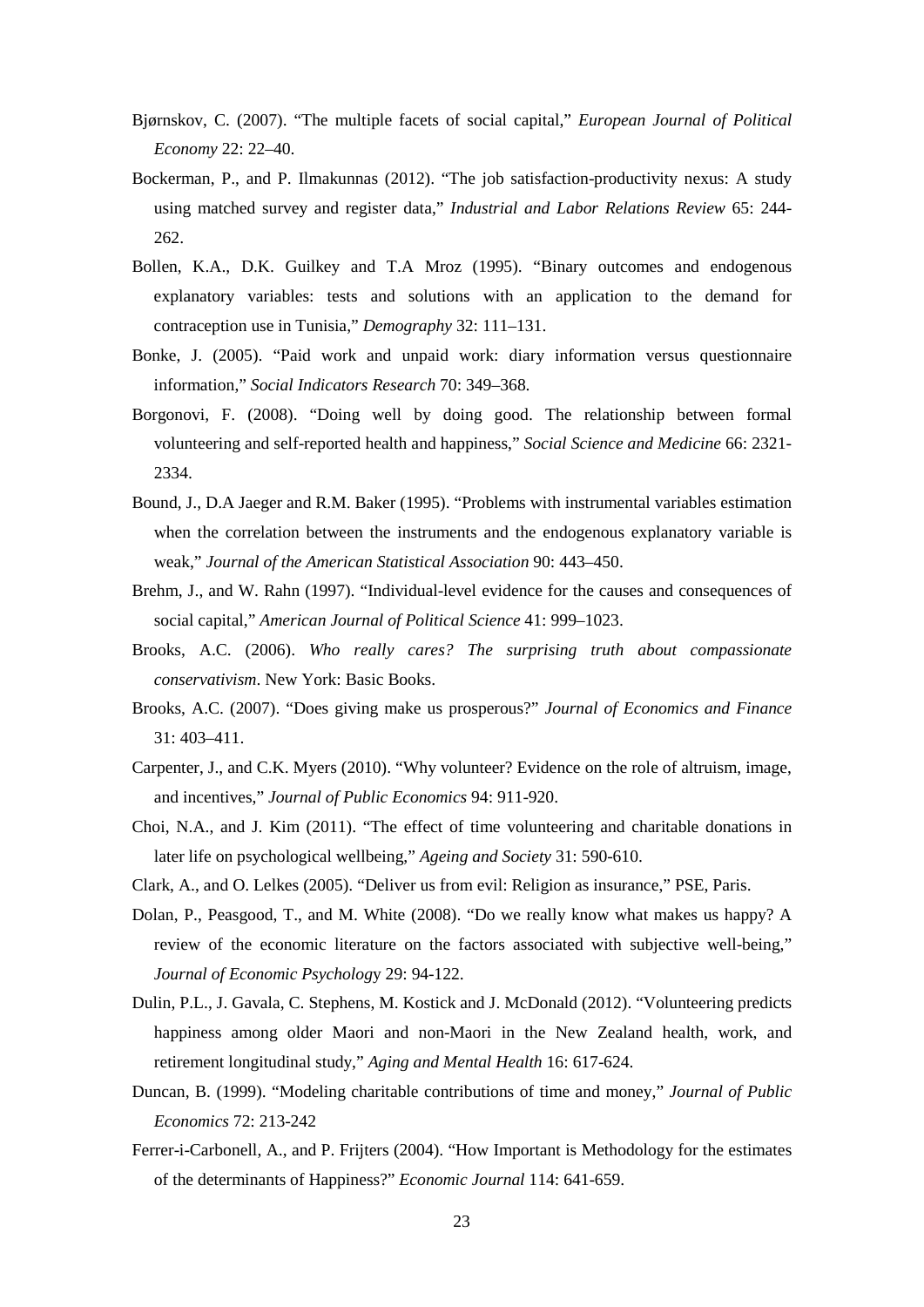Bjørnskov, C. (2007). "The multiple facets of social capital," *European Journal of Political Economy* 22: 22–40.

Bockerman, P., and P. Ilmakunnas (2012). "The job satisfaction-productivity nexus: A study using matched survey and register data," *Industrial and Labor Relations Review* 65: 244-262.

Bollen, K.A., D.K. Guilkey and T.A Mroz (1995). "Binary outcomes and endogenous explanatory variables: tests and solutions with an application to the demand for contraception use in Tunisia," *Demography* 32: 111–131.

Bonke, J. (2005). "Paid work and unpaid work: diary information versus questionnaire information," *Social Indicators Research* 70: 349–368.

Borgonovi, F. (2008). "Doing well by doing good. The relationship between formal volunteering and self-reported health and happiness," *Social Science and Medicine* 66: 2321-2334.

Bound, J., D.A Jaeger and R.M. Baker (1995). "Problems with instrumental variables estimation when the correlation between the instruments and the endogenous explanatory variable is weak," *Journal of the American Statistical Association* 90: 443–450.

Brehm, J., and W. Rahn (1997). "Individual-level evidence for the causes and consequences of social capital," *American Journal of Political Science* 41: 999–1023.

Brooks, A.C. (2006). *Who really cares? The surprising truth about compassionate conservativism*. New York: Basic Books.

Brooks, A.C. (2007). "Does giving make us prosperous?" *Journal of Economics and Finance* 31: 403–411.

Carpenter, J., and C.K. Myers (2010). "Why volunteer? Evidence on the role of altruism, image, and incentives," *Journal of Public Economics* 94: 911-920.

Choi, N.A., and J. Kim (2011). "The effect of time volunteering and charitable donations in later life on psychological wellbeing," *Ageing and Society* 31: 590-610.

Clark, A., and O. Lelkes (2005). "Deliver us from evil: Religion as insurance," PSE, Paris.

Dolan, P., Peasgood, T., and M. White (2008). "Do we really know what makes us happy? A review of the economic literature on the factors associated with subjective well-being," *Journal of Economic Psychology* 29: 94-122.

Dulin, P.L., J. Gavala, C. Stephens, M. Kostick and J. McDonald (2012). "Volunteering predicts happiness among older Maori and non-Maori in the New Zealand health, work, and retirement longitudinal study," *Aging and Mental Health* 16: 617-624.

Duncan, B. (1999). "Modeling charitable contributions of time and money," *Journal of Public Economics* 72: 213-242

Ferrer-i-Carbonell, A., and P. Frijters (2004). "How Important is Methodology for the estimates of the determinants of Happiness?" *Economic Journal* 114: 641-659.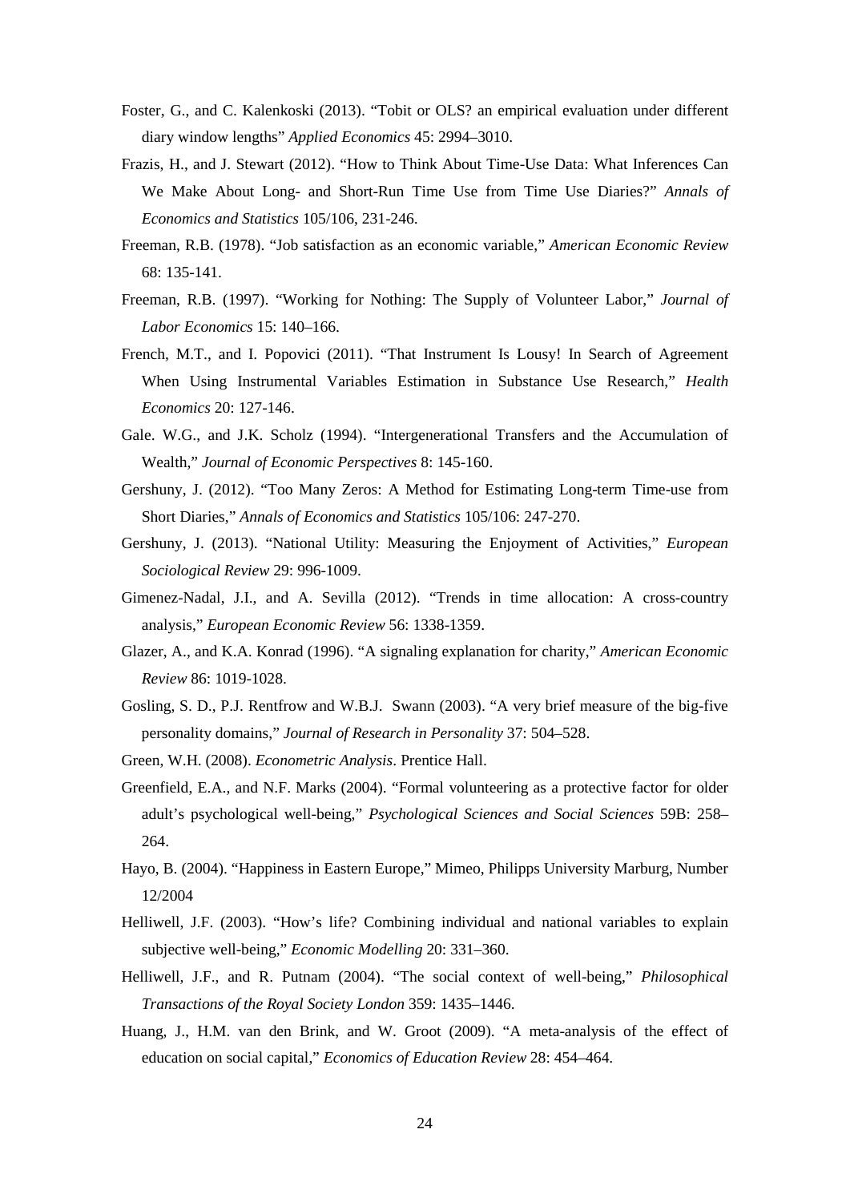Foster, G., and C. Kalenkoski (2013). "Tobit or OLS? an empirical evaluation under different diary window lengths" *Applied Economics* 45: 2994–3010.

Frazis, H., and J. Stewart (2012). "How to Think About Time-Use Data: What Inferences Can We Make About Long- and Short-Run Time Use from Time Use Diaries?" *Annals of Economics and Statistics* 105/106, 231-246.

Freeman, R.B. (1978). "Job satisfaction as an economic variable," *American Economic Review* 68: 135-141.

Freeman, R.B. (1997). "Working for Nothing: The Supply of Volunteer Labor," *Journal of Labor Economics* 15: 140–166.

French, M.T., and I. Popovici (2011). "That Instrument Is Lousy! In Search of Agreement When Using Instrumental Variables Estimation in Substance Use Research," *Health Economics* 20: 127-146.

Gale. W.G., and J.K. Scholz (1994). "Intergenerational Transfers and the Accumulation of Wealth," *Journal of Economic Perspectives* 8: 145-160.

Gershuny, J. (2012). "Too Many Zeros: A Method for Estimating Long-term Time-use from Short Diaries," *Annals of Economics and Statistics* 105/106: 247-270.

Gershuny, J. (2013). "National Utility: Measuring the Enjoyment of Activities," *European Sociological Review* 29: 996-1009.

Gimenez-Nadal, J.I., and A. Sevilla (2012). "Trends in time allocation: A cross-country analysis," *European Economic Review* 56: 1338-1359.

Glazer, A., and K.A. Konrad (1996). "A signaling explanation for charity," *American Economic Review* 86: 1019-1028.

Gosling, S. D., P.J. Rentfrow and W.B.J. Swann (2003). "A very brief measure of the big-five personality domains," *Journal of Research in Personality* 37: 504–528.

Green, W.H. (2008). *Econometric Analysis*. Prentice Hall.

Greenfield, E.A., and N.F. Marks (2004). "Formal volunteering as a protective factor for older adult's psychological well-being," *Psychological Sciences and Social Sciences* 59B: 258–264.

Hayo, B. (2004). "Happiness in Eastern Europe," Mimeo, Philipps University Marburg, Number 12/2004

Helliwell, J.F. (2003). "How's life? Combining individual and national variables to explain subjective well-being," *Economic Modelling* 20: 331–360.

Helliwell, J.F., and R. Putnam (2004). "The social context of well-being," *Philosophical Transactions of the Royal Society London* 359: 1435–1446.

Huang, J., H.M. van den Brink, and W. Groot (2009). "A meta-analysis of the effect of education on social capital," *Economics of Education Review* 28: 454–464.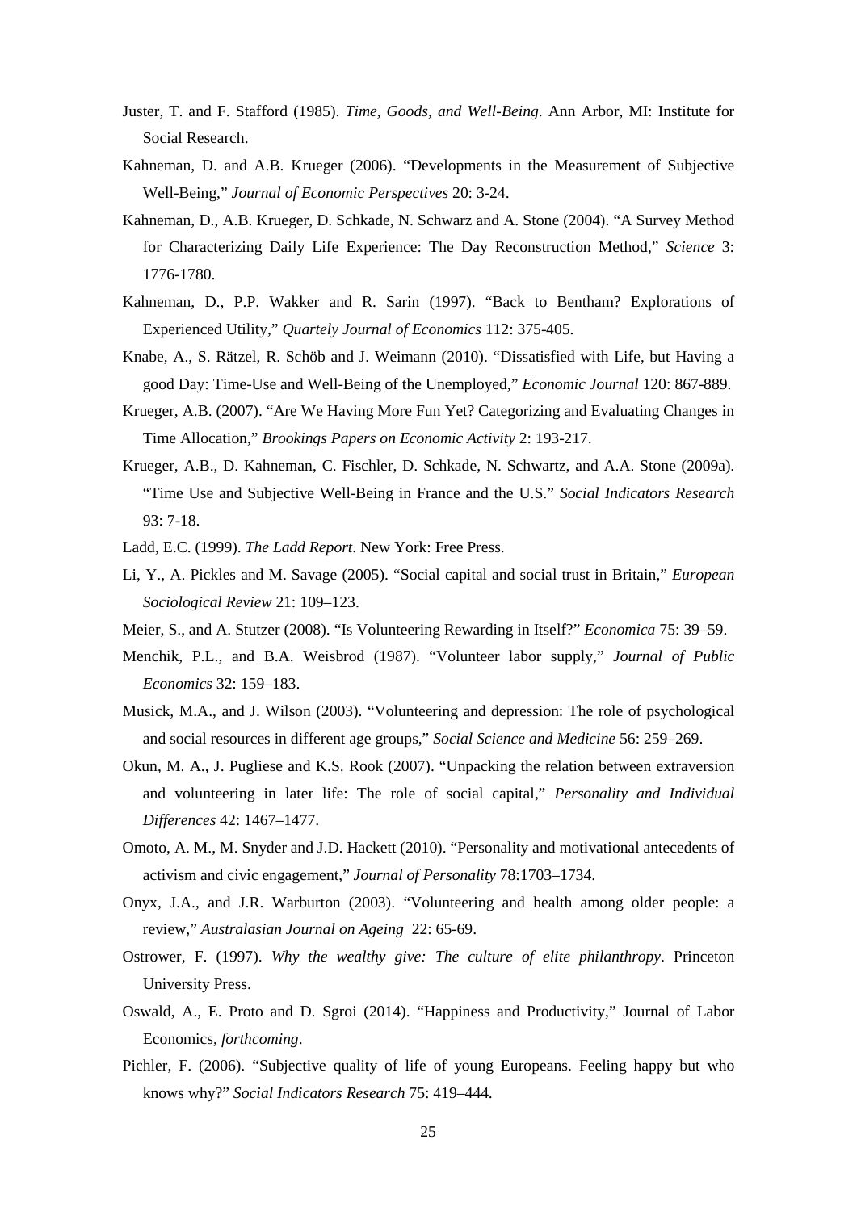Juster, T. and F. Stafford (1985). *Time, Goods, and Well-Being*. Ann Arbor, MI: Institute for Social Research.

Kahneman, D. and A.B. Krueger (2006). "Developments in the Measurement of Subjective Well-Being," *Journal of Economic Perspectives* 20: 3-24.

Kahneman, D., A.B. Krueger, D. Schkade, N. Schwarz and A. Stone (2004). "A Survey Method for Characterizing Daily Life Experience: The Day Reconstruction Method," *Science* 3: 1776-1780.

Kahneman, D., P.P. Wakker and R. Sarin (1997). "Back to Bentham? Explorations of Experienced Utility," *Quartely Journal of Economics* 112: 375-405.

Knabe, A., S. Rätzel, R. Schöb and J. Weimann (2010). "Dissatisfied with Life, but Having a good Day: Time-Use and Well-Being of the Unemployed," *Economic Journal* 120: 867-889.

Krueger, A.B. (2007). "Are We Having More Fun Yet? Categorizing and Evaluating Changes in Time Allocation," *Brookings Papers on Economic Activity* 2: 193-217.

Krueger, A.B., D. Kahneman, C. Fischler, D. Schkade, N. Schwartz, and A.A. Stone (2009a). "Time Use and Subjective Well-Being in France and the U.S." *Social Indicators Research* 93: 7-18.

Ladd, E.C. (1999). *The Ladd Report*. New York: Free Press.

Li, Y., A. Pickles and M. Savage (2005). "Social capital and social trust in Britain," *European Sociological Review* 21: 109–123.

Meier, S., and A. Stutzer (2008). "Is Volunteering Rewarding in Itself?" *Economica* 75: 39–59.

Menchik, P.L., and B.A. Weisbrod (1987). "Volunteer labor supply," *Journal of Public Economics* 32: 159–183.

Musick, M.A., and J. Wilson (2003). "Volunteering and depression: The role of psychological and social resources in different age groups," *Social Science and Medicine* 56: 259–269.

Okun, M. A., J. Pugliese and K.S. Rook (2007). "Unpacking the relation between extraversion and volunteering in later life: The role of social capital," *Personality and Individual Differences* 42: 1467–1477.

Omoto, A. M., M. Snyder and J.D. Hackett (2010). "Personality and motivational antecedents of activism and civic engagement," *Journal of Personality* 78:1703–1734.

Onyx, J.A., and J.R. Warburton (2003). "Volunteering and health among older people: a review," *Australasian Journal on Ageing* 22: 65-69.

Ostrower, F. (1997). *Why the wealthy give: The culture of elite philanthropy*. Princeton University Press.

Oswald, A., E. Proto and D. Sgroi (2014). "Happiness and Productivity," Journal of Labor Economics, *forthcoming*.

Pichler, F. (2006). "Subjective quality of life of young Europeans. Feeling happy but who knows why?" *Social Indicators Research* 75: 419–444.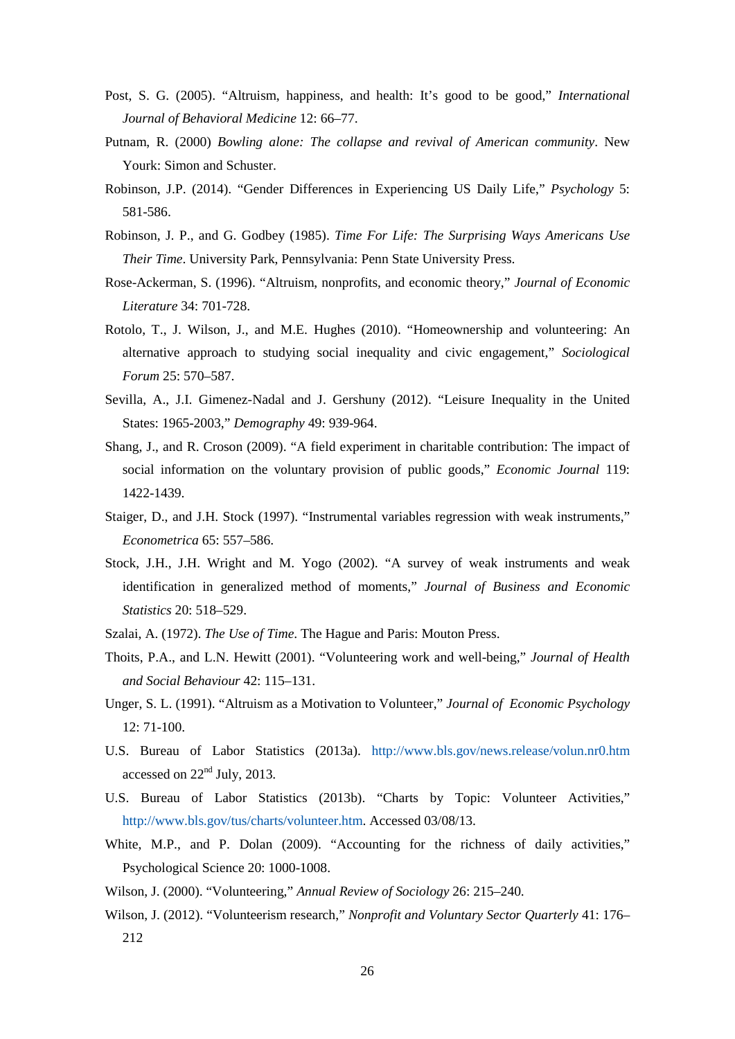Post, S. G. (2005). "Altruism, happiness, and health: It's good to be good," *International Journal of Behavioral Medicine* 12: 66–77.

Putnam, R. (2000) *Bowling alone: The collapse and revival of American community*. New Yourk: Simon and Schuster.

Robinson, J.P. (2014). "Gender Differences in Experiencing US Daily Life," *Psychology* 5: 581-586.

Robinson, J. P., and G. Godbey (1985). *Time For Life: The Surprising Ways Americans Use Their Time*. University Park, Pennsylvania: Penn State University Press.

Rose-Ackerman, S. (1996). "Altruism, nonprofits, and economic theory," *Journal of Economic Literature* 34: 701-728.

Rotolo, T., J. Wilson, J., and M.E. Hughes (2010). "Homeownership and volunteering: An alternative approach to studying social inequality and civic engagement," *Sociological Forum* 25: 570–587.

Sevilla, A., J.I. Gimenez-Nadal and J. Gershuny (2012). "Leisure Inequality in the United States: 1965-2003," *Demography* 49: 939-964.

Shang, J., and R. Croson (2009). "A field experiment in charitable contribution: The impact of social information on the voluntary provision of public goods," *Economic Journal* 119: 1422-1439.

Staiger, D., and J.H. Stock (1997). "Instrumental variables regression with weak instruments," *Econometrica* 65: 557–586.

Stock, J.H., J.H. Wright and M. Yogo (2002). "A survey of weak instruments and weak identification in generalized method of moments," *Journal of Business and Economic Statistics* 20: 518–529.

Szalai, A. (1972). *The Use of Time*. The Hague and Paris: Mouton Press.

Thoits, P.A., and L.N. Hewitt (2001). "Volunteering work and well-being," *Journal of Health and Social Behaviour* 42: 115–131.

Unger, S. L. (1991). "Altruism as a Motivation to Volunteer," *Journal of Economic Psychology* 12: 71-100.

U.S. Bureau of Labor Statistics (2013a). http://www.bls.gov/news.release/volun.nr0.htm accessed on 22nd July, 2013.

U.S. Bureau of Labor Statistics (2013b). "Charts by Topic: Volunteer Activities," http://www.bls.gov/tus/charts/volunteer.htm. Accessed 03/08/13.

White, M.P., and P. Dolan (2009). "Accounting for the richness of daily activities," Psychological Science 20: 1000-1008.

Wilson, J. (2000). "Volunteering," *Annual Review of Sociology* 26: 215–240.

Wilson, J. (2012). "Volunteerism research," *Nonprofit and Voluntary Sector Quarterly* 41: 176–212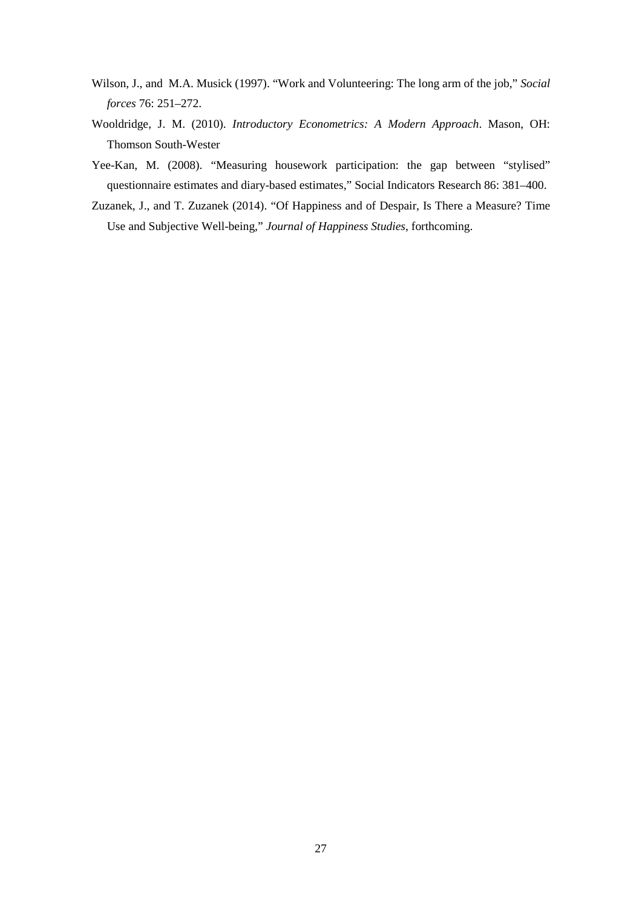Wilson, J., and M.A. Musick (1997). "Work and Volunteering: The long arm of the job," *Social forces* 76: 251–272.

Wooldridge, J. M. (2010). *Introductory Econometrics: A Modern Approach*. Mason, OH: Thomson South-Wester

Yee-Kan, M. (2008). "Measuring housework participation: the gap between "stylised" questionnaire estimates and diary-based estimates," Social Indicators Research 86: 381–400.

Zuzanek, J., and T. Zuzanek (2014). "Of Happiness and of Despair, Is There a Measure? Time Use and Subjective Well-being," *Journal of Happiness Studies*, forthcoming.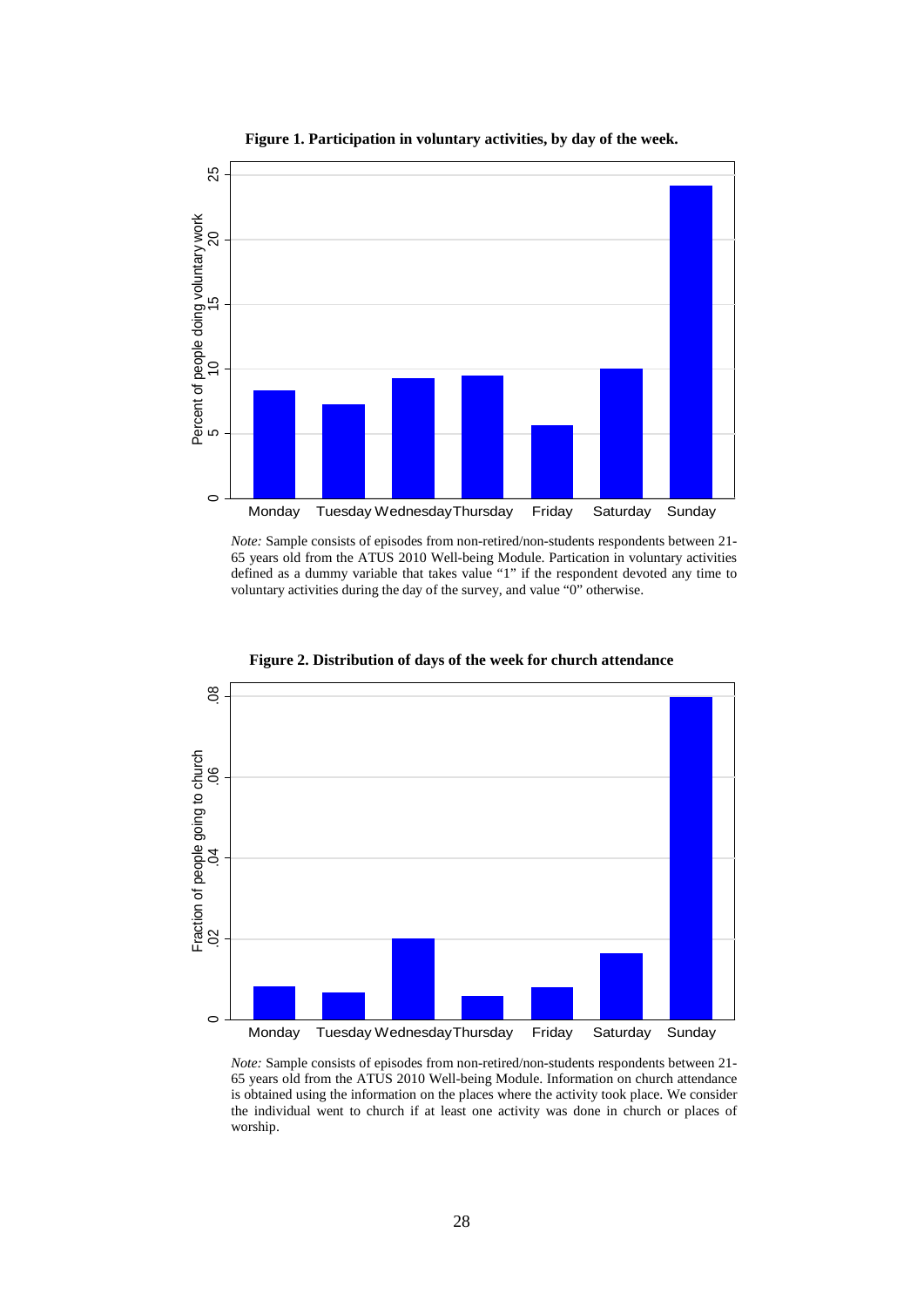**Figure 1. Participation in voluntary activities, by day of the week.**

*Note:* Sample consists of episodes from non-retired/non-students respondents between 21-65 years old from the ATUS 2010 Well-being Module. Partication in voluntary activities defined as a dummy variable that takes value "1" if the respondent devoted any time to voluntary activities during the day of the survey, and value "0" otherwise.

**Figure 2. Distribution of days of the week for church attendance**

*Note:* Sample consists of episodes from non-retired/non-students respondents between 21-65 years old from the ATUS 2010 Well-being Module. Information on church attendance is obtained using the information on the places where the activity took place. We consider the individual went to church if at least one activity was done in church or places of worship.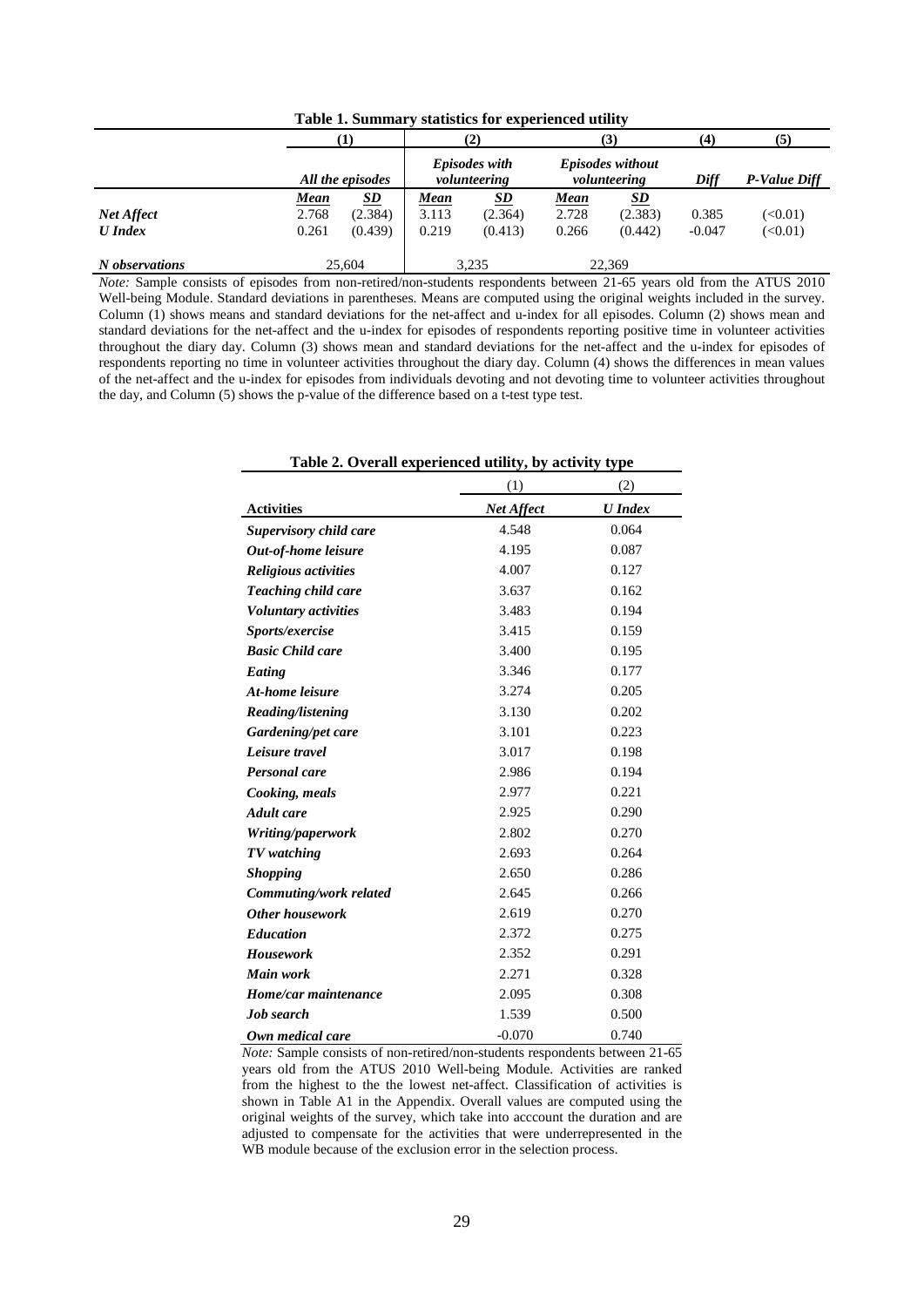**Table 1. Summary statistics for experienced utility**

| | (1) | | (2) | | (3) | | (4) | (5) |
|---|---|---|---|---|---|---|---|---|
| | *All the episodes* | | *Episodes with volunteering* | | *Episodes without volunteering* | | *Diff* | *P-Value Diff* |
| | ***Mean*** | ***SD*** | ***Mean*** | ***SD*** | ***Mean*** | ***SD*** | | |
| ***Net Affect*** | 2.768 | (2.384) | 3.113 | (2.364) | 2.728 | (2.383) | 0.385 | (<0.01) |
| ***U Index*** | 0.261 | (0.439) | 0.219 | (0.413) | 0.266 | (0.442) | -0.047 | (<0.01) |
| ***N observations*** | 25,604 | | 3,235 | | 22,369 | | | |

*Note:* Sample consists of episodes from non-retired/non-students respondents between 21-65 years old from the ATUS 2010 Well-being Module. Standard deviations in parentheses. Means are computed using the original weights included in the survey. Column (1) shows means and standard deviations for the net-affect and u-index for all episodes. Column (2) shows mean and standard deviations for the net-affect and the u-index for episodes of respondents reporting positive time in volunteer activities throughout the diary day. Column (3) shows mean and standard deviations for the net-affect and the u-index for episodes of respondents reporting no time in volunteer activities throughout the diary day. Column (4) shows the differences in mean values of the net-affect and the u-index for episodes from individuals devoting and not devoting time to volunteer activities throughout the day, and Column (5) shows the p-value of the difference based on a t-test type test.

**Table 2. Overall experienced utility, by activity type**

| | (1) | (2) |
|---|---|---|
| **Activities** | ***Net Affect*** | ***U Index*** |
| ***Supervisory child care*** | 4.548 | 0.064 |
| ***Out-of-home leisure*** | 4.195 | 0.087 |
| ***Religious activities*** | 4.007 | 0.127 |
| ***Teaching child care*** | 3.637 | 0.162 |
| ***Voluntary activities*** | 3.483 | 0.194 |
| ***Sports/exercise*** | 3.415 | 0.159 |
| ***Basic Child care*** | 3.400 | 0.195 |
| ***Eating*** | 3.346 | 0.177 |
| ***At-home leisure*** | 3.274 | 0.205 |
| ***Reading/listening*** | 3.130 | 0.202 |
| ***Gardening/pet care*** | 3.101 | 0.223 |
| ***Leisure travel*** | 3.017 | 0.198 |
| ***Personal care*** | 2.986 | 0.194 |
| ***Cooking, meals*** | 2.977 | 0.221 |
| ***Adult care*** | 2.925 | 0.290 |
| ***Writing/paperwork*** | 2.802 | 0.270 |
| ***TV watching*** | 2.693 | 0.264 |
| ***Shopping*** | 2.650 | 0.286 |
| ***Commuting/work related*** | 2.645 | 0.266 |
| ***Other housework*** | 2.619 | 0.270 |
| ***Education*** | 2.372 | 0.275 |
| ***Housework*** | 2.352 | 0.291 |
| ***Main work*** | 2.271 | 0.328 |
| ***Home/car maintenance*** | 2.095 | 0.308 |
| ***Job search*** | 1.539 | 0.500 |
| ***Own medical care*** | -0.070 | 0.740 |

*Note:* Sample consists of non-retired/non-students respondents between 21-65 years old from the ATUS 2010 Well-being Module. Activities are ranked from the highest to the the lowest net-affect. Classification of activities is shown in Table A1 in the Appendix. Overall values are computed using the original weights of the survey, which take into acccount the duration and are adjusted to compensate for the activities that were underrepresented in the WB module because of the exclusion error in the selection process.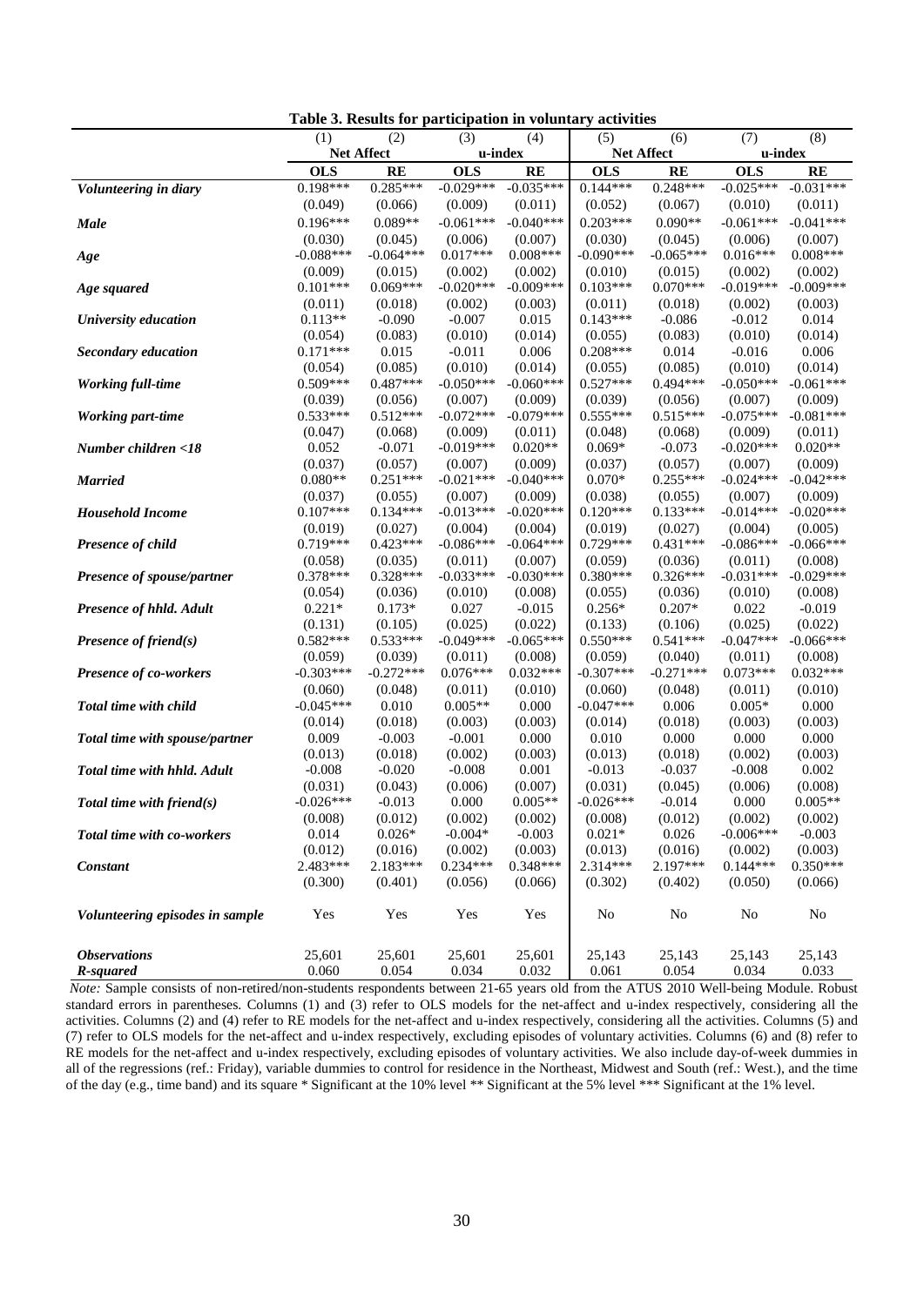**Table 3. Results for participation in voluntary activities**

| | (1) | (2) | (3) | (4) | (5) | (6) | (7) | (8) |
|---|---|---|---|---|---|---|---|---|
| | Net Affect | | u-index | | Net Affect | | u-index | |
| | **OLS** | **RE** | **OLS** | **RE** | **OLS** | **RE** | **OLS** | **RE** |
| ***Volunteering in diary*** | 0.198*** | 0.285*** | -0.029*** | -0.035*** | 0.144*** | 0.248*** | -0.025*** | -0.031*** |
| | (0.049) | (0.066) | (0.009) | (0.011) | (0.052) | (0.067) | (0.010) | (0.011) |
| ***Male*** | 0.196*** | 0.089** | -0.061*** | -0.040*** | 0.203*** | 0.090** | -0.061*** | -0.041*** |
| | (0.030) | (0.045) | (0.006) | (0.007) | (0.030) | (0.045) | (0.006) | (0.007) |
| ***Age*** | -0.088*** | -0.064*** | 0.017*** | 0.008*** | -0.090*** | -0.065*** | 0.016*** | 0.008*** |
| | (0.009) | (0.015) | (0.002) | (0.002) | (0.010) | (0.015) | (0.002) | (0.002) |
| ***Age squared*** | 0.101*** | 0.069*** | -0.020*** | -0.009*** | 0.103*** | 0.070*** | -0.019*** | -0.009*** |
| | (0.011) | (0.018) | (0.002) | (0.003) | (0.011) | (0.018) | (0.002) | (0.003) |
| ***University education*** | 0.113** | -0.090 | -0.007 | 0.015 | 0.143*** | -0.086 | -0.012 | 0.014 |
| | (0.054) | (0.083) | (0.010) | (0.014) | (0.055) | (0.083) | (0.010) | (0.014) |
| ***Secondary education*** | 0.171*** | 0.015 | -0.011 | 0.006 | 0.208*** | 0.014 | -0.016 | 0.006 |
| | (0.054) | (0.085) | (0.010) | (0.014) | (0.055) | (0.085) | (0.010) | (0.014) |
| ***Working full-time*** | 0.509*** | 0.487*** | -0.050*** | -0.060*** | 0.527*** | 0.494*** | -0.050*** | -0.061*** |
| | (0.039) | (0.056) | (0.007) | (0.009) | (0.039) | (0.056) | (0.007) | (0.009) |
| ***Working part-time*** | 0.533*** | 0.512*** | -0.072*** | -0.079*** | 0.555*** | 0.515*** | -0.075*** | -0.081*** |
| | (0.047) | (0.068) | (0.009) | (0.011) | (0.048) | (0.068) | (0.009) | (0.011) |
| ***Number children <18*** | 0.052 | -0.071 | -0.019*** | 0.020** | 0.069* | -0.073 | -0.020*** | 0.020** |
| | (0.037) | (0.057) | (0.007) | (0.009) | (0.037) | (0.057) | (0.007) | (0.009) |
| ***Married*** | 0.080** | 0.251*** | -0.021*** | -0.040*** | 0.070* | 0.255*** | -0.024*** | -0.042*** |
| | (0.037) | (0.055) | (0.007) | (0.009) | (0.038) | (0.055) | (0.007) | (0.009) |
| ***Household Income*** | 0.107*** | 0.134*** | -0.013*** | -0.020*** | 0.120*** | 0.133*** | -0.014*** | -0.020*** |
| | (0.019) | (0.027) | (0.004) | (0.004) | (0.019) | (0.027) | (0.004) | (0.005) |
| ***Presence of child*** | 0.719*** | 0.423*** | -0.086*** | -0.064*** | 0.729*** | 0.431*** | -0.086*** | -0.066*** |
| | (0.058) | (0.035) | (0.011) | (0.007) | (0.059) | (0.036) | (0.011) | (0.008) |
| ***Presence of spouse/partner*** | 0.378*** | 0.328*** | -0.033*** | -0.030*** | 0.380*** | 0.326*** | -0.031*** | -0.029*** |
| | (0.054) | (0.036) | (0.010) | (0.008) | (0.055) | (0.036) | (0.010) | (0.008) |
| ***Presence of hhld. Adult*** | 0.221* | 0.173* | 0.027 | -0.015 | 0.256* | 0.207* | 0.022 | -0.019 |
| | (0.131) | (0.105) | (0.025) | (0.022) | (0.133) | (0.106) | (0.025) | (0.022) |
| ***Presence of friend(s)*** | 0.582*** | 0.533*** | -0.049*** | -0.065*** | 0.550*** | 0.541*** | -0.047*** | -0.066*** |
| | (0.059) | (0.039) | (0.011) | (0.008) | (0.059) | (0.040) | (0.011) | (0.008) |
| ***Presence of co-workers*** | -0.303*** | -0.272*** | 0.076*** | 0.032*** | -0.307*** | -0.271*** | 0.073*** | 0.032*** |
| | (0.060) | (0.048) | (0.011) | (0.010) | (0.060) | (0.048) | (0.011) | (0.010) |
| ***Total time with child*** | -0.045*** | 0.010 | 0.005** | 0.000 | -0.047*** | 0.006 | 0.005* | 0.000 |
| | (0.014) | (0.018) | (0.003) | (0.003) | (0.014) | (0.018) | (0.003) | (0.003) |
| ***Total time with spouse/partner*** | 0.009 | -0.003 | -0.001 | 0.000 | 0.010 | 0.000 | 0.000 | 0.000 |
| | (0.013) | (0.018) | (0.002) | (0.003) | (0.013) | (0.018) | (0.002) | (0.003) |
| ***Total time with hhld. Adult*** | -0.008 | -0.020 | -0.008 | 0.001 | -0.013 | -0.037 | -0.008 | 0.002 |
| | (0.031) | (0.043) | (0.006) | (0.007) | (0.031) | (0.045) | (0.006) | (0.008) |
| ***Total time with friend(s)*** | -0.026*** | -0.013 | 0.000 | 0.005** | -0.026*** | -0.014 | 0.000 | 0.005** |
| | (0.008) | (0.012) | (0.002) | (0.002) | (0.008) | (0.012) | (0.002) | (0.002) |
| ***Total time with co-workers*** | 0.014 | 0.026* | -0.004* | -0.003 | 0.021* | 0.026 | -0.006*** | -0.003 |
| | (0.012) | (0.016) | (0.002) | (0.003) | (0.013) | (0.016) | (0.002) | (0.003) |
| ***Constant*** | 2.483*** | 2.183*** | 0.234*** | 0.348*** | 2.314*** | 2.197*** | 0.144*** | 0.350*** |
| | (0.300) | (0.401) | (0.056) | (0.066) | (0.302) | (0.402) | (0.050) | (0.066) |
| ***Volunteering episodes in sample*** | Yes | Yes | Yes | Yes | No | No | No | No |
| ***Observations*** | 25,601 | 25,601 | 25,601 | 25,601 | 25,143 | 25,143 | 25,143 | 25,143 |
| ***R-squared*** | 0.060 | 0.054 | 0.034 | 0.032 | 0.061 | 0.054 | 0.034 | 0.033 |

*Note:* Sample consists of non-retired/non-students respondents between 21-65 years old from the ATUS 2010 Well-being Module. Robust standard errors in parentheses. Columns (1) and (3) refer to OLS models for the net-affect and u-index respectively, considering all the activities. Columns (2) and (4) refer to RE models for the net-affect and u-index respectively, considering all the activities. Columns (5) and (7) refer to OLS models for the net-affect and u-index respectively, excluding episodes of voluntary activities. Columns (6) and (8) refer to RE models for the net-affect and u-index respectively, excluding episodes of voluntary activities. We also include day-of-week dummies in all of the regressions (ref.: Friday), variable dummies to control for residence in the Northeast, Midwest and South (ref.: West.), and the time of the day (e.g., time band) and its square * Significant at the 10% level ** Significant at the 5% level *** Significant at the 1% level.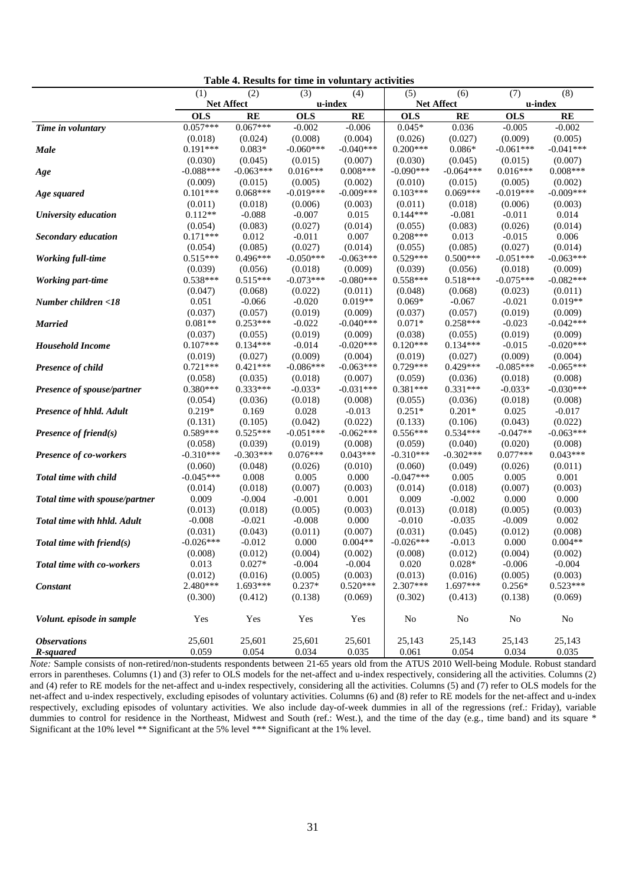**Table 4. Results for time in voluntary activities**

| | (1) | (2) | (3) | (4) | (5) | (6) | (7) | (8) |
|---|---|---|---|---|---|---|---|---|
| | Net Affect | | u-index | | Net Affect | | u-index | |
| | **OLS** | **RE** | **OLS** | **RE** | **OLS** | **RE** | **OLS** | **RE** |
| ***Time in voluntary*** | 0.057*** | 0.067*** | -0.002 | -0.006 | 0.045* | 0.036 | -0.005 | -0.002 |
| | (0.018) | (0.024) | (0.008) | (0.004) | (0.026) | (0.027) | (0.009) | (0.005) |
| ***Male*** | 0.191*** | 0.083* | -0.060*** | -0.040*** | 0.200*** | 0.086* | -0.061*** | -0.041*** |
| | (0.030) | (0.045) | (0.015) | (0.007) | (0.030) | (0.045) | (0.015) | (0.007) |
| ***Age*** | -0.088*** | -0.063*** | 0.016*** | 0.008*** | -0.090*** | -0.064*** | 0.016*** | 0.008*** |
| | (0.009) | (0.015) | (0.005) | (0.002) | (0.010) | (0.015) | (0.005) | (0.002) |
| ***Age squared*** | 0.101*** | 0.068*** | -0.019*** | -0.009*** | 0.103*** | 0.069*** | -0.019*** | -0.009*** |
| | (0.011) | (0.018) | (0.006) | (0.003) | (0.011) | (0.018) | (0.006) | (0.003) |
| ***University education*** | 0.112** | -0.088 | -0.007 | 0.015 | 0.144*** | -0.081 | -0.011 | 0.014 |
| | (0.054) | (0.083) | (0.027) | (0.014) | (0.055) | (0.083) | (0.026) | (0.014) |
| ***Secondary education*** | 0.171*** | 0.012 | -0.011 | 0.007 | 0.208*** | 0.013 | -0.015 | 0.006 |
| | (0.054) | (0.085) | (0.027) | (0.014) | (0.055) | (0.085) | (0.027) | (0.014) |
| ***Working full-time*** | 0.515*** | 0.496*** | -0.050*** | -0.063*** | 0.529*** | 0.500*** | -0.051*** | -0.063*** |
| | (0.039) | (0.056) | (0.018) | (0.009) | (0.039) | (0.056) | (0.018) | (0.009) |
| ***Working part-time*** | 0.538*** | 0.515*** | -0.073*** | -0.080*** | 0.558*** | 0.518*** | -0.075*** | -0.082*** |
| | (0.047) | (0.068) | (0.022) | (0.011) | (0.048) | (0.068) | (0.023) | (0.011) |
| ***Number children <18*** | 0.051 | -0.066 | -0.020 | 0.019** | 0.069* | -0.067 | -0.021 | 0.019** |
| | (0.037) | (0.057) | (0.019) | (0.009) | (0.037) | (0.057) | (0.019) | (0.009) |
| ***Married*** | 0.081** | 0.253*** | -0.022 | -0.040*** | 0.071* | 0.258*** | -0.023 | -0.042*** |
| | (0.037) | (0.055) | (0.019) | (0.009) | (0.038) | (0.055) | (0.019) | (0.009) |
| ***Household Income*** | 0.107*** | 0.134*** | -0.014 | -0.020*** | 0.120*** | 0.134*** | -0.015 | -0.020*** |
| | (0.019) | (0.027) | (0.009) | (0.004) | (0.019) | (0.027) | (0.009) | (0.004) |
| ***Presence of child*** | 0.721*** | 0.421*** | -0.086*** | -0.063*** | 0.729*** | 0.429*** | -0.085*** | -0.065*** |
| | (0.058) | (0.035) | (0.018) | (0.007) | (0.059) | (0.036) | (0.018) | (0.008) |
| ***Presence of spouse/partner*** | 0.380*** | 0.333*** | -0.033* | -0.031*** | 0.381*** | 0.331*** | -0.033* | -0.030*** |
| | (0.054) | (0.036) | (0.018) | (0.008) | (0.055) | (0.036) | (0.018) | (0.008) |
| ***Presence of hhld. Adult*** | 0.219* | 0.169 | 0.028 | -0.013 | 0.251* | 0.201* | 0.025 | -0.017 |
| | (0.131) | (0.105) | (0.042) | (0.022) | (0.133) | (0.106) | (0.043) | (0.022) |
| ***Presence of friend(s)*** | 0.589*** | 0.525*** | -0.051*** | -0.062*** | 0.556*** | 0.534*** | -0.047** | -0.063*** |
| | (0.058) | (0.039) | (0.019) | (0.008) | (0.059) | (0.040) | (0.020) | (0.008) |
| ***Presence of co-workers*** | -0.310*** | -0.303*** | 0.076*** | 0.043*** | -0.310*** | -0.302*** | 0.077*** | 0.043*** |
| | (0.060) | (0.048) | (0.026) | (0.010) | (0.060) | (0.049) | (0.026) | (0.011) |
| ***Total time with child*** | -0.045*** | 0.008 | 0.005 | 0.000 | -0.047*** | 0.005 | 0.005 | 0.001 |
| | (0.014) | (0.018) | (0.007) | (0.003) | (0.014) | (0.018) | (0.007) | (0.003) |
| ***Total time with spouse/partner*** | 0.009 | -0.004 | -0.001 | 0.001 | 0.009 | -0.002 | 0.000 | 0.000 |
| | (0.013) | (0.018) | (0.005) | (0.003) | (0.013) | (0.018) | (0.005) | (0.003) |
| ***Total time with hhld. Adult*** | -0.008 | -0.021 | -0.008 | 0.000 | -0.010 | -0.035 | -0.009 | 0.002 |
| | (0.031) | (0.043) | (0.011) | (0.007) | (0.031) | (0.045) | (0.012) | (0.008) |
| ***Total time with friend(s)*** | -0.026*** | -0.012 | 0.000 | 0.004** | -0.026*** | -0.013 | 0.000 | 0.004** |
| | (0.008) | (0.012) | (0.004) | (0.002) | (0.008) | (0.012) | (0.004) | (0.002) |
| ***Total time with co-workers*** | 0.013 | 0.027* | -0.004 | -0.004 | 0.020 | 0.028* | -0.006 | -0.004 |
| | (0.012) | (0.016) | (0.005) | (0.003) | (0.013) | (0.016) | (0.005) | (0.003) |
| ***Constant*** | 2.480*** | 1.693*** | 0.237* | 0.520*** | 2.307*** | 1.697*** | 0.256* | 0.523*** |
| | (0.300) | (0.412) | (0.138) | (0.069) | (0.302) | (0.413) | (0.138) | (0.069) |
| ***Volunt. episode in sample*** | Yes | Yes | Yes | Yes | No | No | No | No |
| ***Observations*** | 25,601 | 25,601 | 25,601 | 25,601 | 25,143 | 25,143 | 25,143 | 25,143 |
| ***R-squared*** | 0.059 | 0.054 | 0.034 | 0.035 | 0.061 | 0.054 | 0.034 | 0.035 |

*Note:* Sample consists of non-retired/non-students respondents between 21-65 years old from the ATUS 2010 Well-being Module. Robust standard errors in parentheses. Columns (1) and (3) refer to OLS models for the net-affect and u-index respectively, considering all the activities. Columns (2) and (4) refer to RE models for the net-affect and u-index respectively, considering all the activities. Columns (5) and (7) refer to OLS models for the net-affect and u-index respectively, excluding episodes of voluntary activities. Columns (6) and (8) refer to RE models for the net-affect and u-index respectively, excluding episodes of voluntary activities. We also include day-of-week dummies in all of the regressions (ref.: Friday), variable dummies to control for residence in the Northeast, Midwest and South (ref.: West.), and the time of the day (e.g., time band) and its square * Significant at the 10% level ** Significant at the 5% level *** Significant at the 1% level.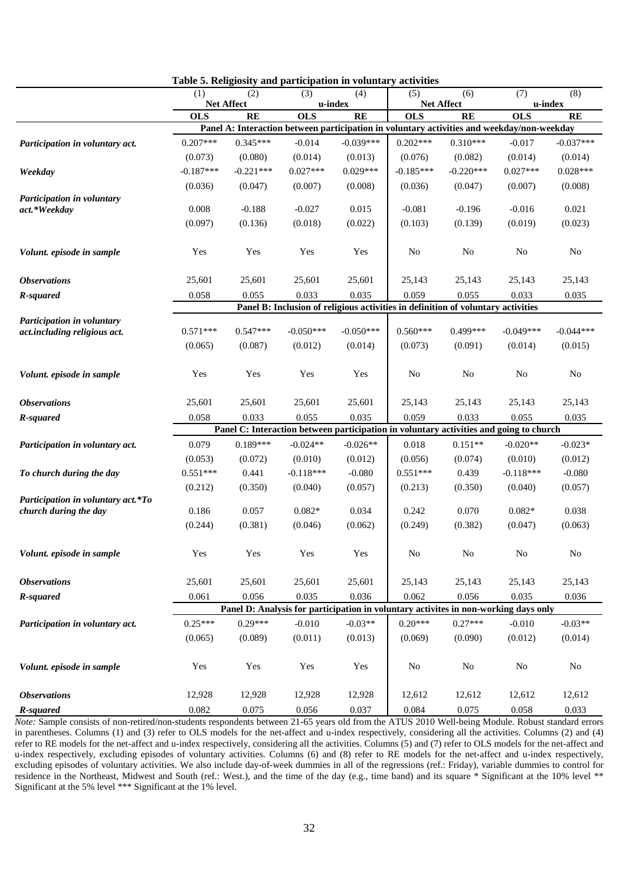**Table 5. Religiosity and participation in voluntary activities**

| | (1) | (2) | (3) | (4) | (5) | (6) | (7) | (8) |
|---|---|---|---|---|---|---|---|---|
| | Net Affect | | u-index | | Net Affect | | u-index | |
| | **OLS** | **RE** | **OLS** | **RE** | **OLS** | **RE** | **OLS** | **RE** |
| | **Panel A: Interaction between participation in voluntary activities and weekday/non-weekday** | | | | | | | |
| ***Participation in voluntary act.*** | 0.207*** | 0.345*** | -0.014 | -0.039*** | 0.202*** | 0.310*** | -0.017 | -0.037*** |
| | (0.073) | (0.080) | (0.014) | (0.013) | (0.076) | (0.082) | (0.014) | (0.014) |
| ***Weekday*** | -0.187*** | -0.221*** | 0.027*** | 0.029*** | -0.185*** | -0.220*** | 0.027*** | 0.028*** |
| | (0.036) | (0.047) | (0.007) | (0.008) | (0.036) | (0.047) | (0.007) | (0.008) |
| ***Participation in voluntary act.*Weekday*** | 0.008 | -0.188 | -0.027 | 0.015 | -0.081 | -0.196 | -0.016 | 0.021 |
| | (0.097) | (0.136) | (0.018) | (0.022) | (0.103) | (0.139) | (0.019) | (0.023) |
| ***Volunt. episode in sample*** | Yes | Yes | Yes | Yes | No | No | No | No |
| ***Observations*** | 25,601 | 25,601 | 25,601 | 25,601 | 25,143 | 25,143 | 25,143 | 25,143 |
| ***R-squared*** | 0.058 | 0.055 | 0.033 | 0.035 | 0.059 | 0.055 | 0.033 | 0.035 |
| | **Panel B: Inclusion of religious activities in definition of voluntary activities** | | | | | | | |
| ***Participation in voluntary act.including religious act.*** | 0.571*** | 0.547*** | -0.050*** | -0.050*** | 0.560*** | 0.499*** | -0.049*** | -0.044*** |
| | (0.065) | (0.087) | (0.012) | (0.014) | (0.073) | (0.091) | (0.014) | (0.015) |
| ***Volunt. episode in sample*** | Yes | Yes | Yes | Yes | No | No | No | No |
| ***Observations*** | 25,601 | 25,601 | 25,601 | 25,601 | 25,143 | 25,143 | 25,143 | 25,143 |
| ***R-squared*** | 0.058 | 0.033 | 0.055 | 0.035 | 0.059 | 0.033 | 0.055 | 0.035 |
| | **Panel C: Interaction between participation in voluntary activities and going to church** | | | | | | | |
| ***Participation in voluntary act.*** | 0.079 | 0.189*** | -0.024** | -0.026** | 0.018 | 0.151** | -0.020** | -0.023* |
| | (0.053) | (0.072) | (0.010) | (0.012) | (0.056) | (0.074) | (0.010) | (0.012) |
| ***To church during the day*** | 0.551*** | 0.441 | -0.118*** | -0.080 | 0.551*** | 0.439 | -0.118*** | -0.080 |
| | (0.212) | (0.350) | (0.040) | (0.057) | (0.213) | (0.350) | (0.040) | (0.057) |
| ***Participation in voluntary act.*To church during the day*** | 0.186 | 0.057 | 0.082* | 0.034 | 0.242 | 0.070 | 0.082* | 0.038 |
| | (0.244) | (0.381) | (0.046) | (0.062) | (0.249) | (0.382) | (0.047) | (0.063) |
| ***Volunt. episode in sample*** | Yes | Yes | Yes | Yes | No | No | No | No |
| ***Observations*** | 25,601 | 25,601 | 25,601 | 25,601 | 25,143 | 25,143 | 25,143 | 25,143 |
| ***R-squared*** | 0.061 | 0.056 | 0.035 | 0.036 | 0.062 | 0.056 | 0.035 | 0.036 |
| | **Panel D: Analysis for participation in voluntary activites in non-working days only** | | | | | | | |
| ***Participation in voluntary act.*** | 0.25*** | 0.29*** | -0.010 | -0.03** | 0.20*** | 0.27*** | -0.010 | -0.03** |
| | (0.065) | (0.089) | (0.011) | (0.013) | (0.069) | (0.090) | (0.012) | (0.014) |
| ***Volunt. episode in sample*** | Yes | Yes | Yes | Yes | No | No | No | No |
| ***Observations*** | 12,928 | 12,928 | 12,928 | 12,928 | 12,612 | 12,612 | 12,612 | 12,612 |
| ***R-squared*** | 0.082 | 0.075 | 0.056 | 0.037 | 0.084 | 0.075 | 0.058 | 0.033 |

*Note:* Sample consists of non-retired/non-students respondents between 21-65 years old from the ATUS 2010 Well-being Module. Robust standard errors in parentheses. Columns (1) and (3) refer to OLS models for the net-affect and u-index respectively, considering all the activities. Columns (2) and (4) refer to RE models for the net-affect and u-index respectively, considering all the activities. Columns (5) and (7) refer to OLS models for the net-affect and u-index respectively, excluding episodes of voluntary activities. Columns (6) and (8) refer to RE models for the net-affect and u-index respectively, excluding episodes of voluntary activities. We also include day-of-week dummies in all of the regressions (ref.: Friday), variable dummies to control for residence in the Northeast, Midwest and South (ref.: West.), and the time of the day (e.g., time band) and its square * Significant at the 10% level ** Significant at the 5% level *** Significant at the 1% level.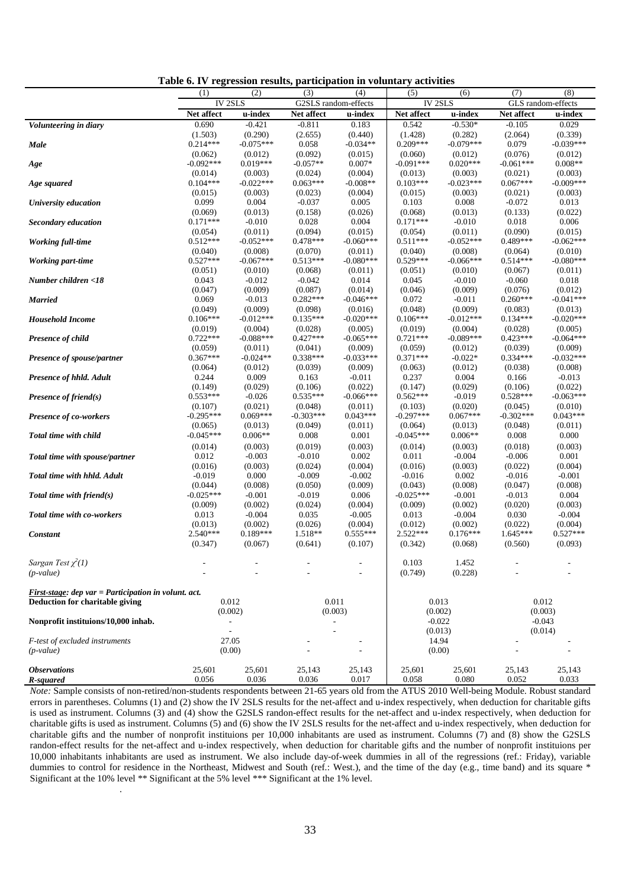**Table 6. IV regression results, participation in voluntary activities**

| | (1) | (2) | (3) | (4) | (5) | (6) | (7) | (8) |
|---|---|---|---|---|---|---|---|---|
| | IV 2SLS | | G2SLS random-effects | | IV 2SLS | | GLS random-effects | |
| | **Net affect** | **u-index** | **Net affect** | **u-index** | **Net affect** | **u-index** | **Net affect** | **u-index** |
| ***Volunteering in diary*** | 0.690 | -0.421 | -0.811 | 0.183 | 0.542 | -0.530* | -0.105 | 0.029 |
| | (1.503) | (0.290) | (2.655) | (0.440) | (1.428) | (0.282) | (2.064) | (0.339) |
| ***Male*** | 0.214*** | -0.075*** | 0.058 | -0.034** | 0.209*** | -0.079*** | 0.079 | -0.039*** |
| | (0.062) | (0.012) | (0.092) | (0.015) | (0.060) | (0.012) | (0.076) | (0.012) |
| ***Age*** | -0.092*** | 0.019*** | -0.057** | 0.007* | -0.091*** | 0.020*** | -0.061*** | 0.008** |
| | (0.014) | (0.003) | (0.024) | (0.004) | (0.013) | (0.003) | (0.021) | (0.003) |
| ***Age squared*** | 0.104*** | -0.022*** | 0.063*** | -0.008** | 0.103*** | -0.023*** | 0.067*** | -0.009*** |
| | (0.015) | (0.003) | (0.023) | (0.004) | (0.015) | (0.003) | (0.021) | (0.003) |
| ***University education*** | 0.099 | 0.004 | -0.037 | 0.005 | 0.103 | 0.008 | -0.072 | 0.013 |
| | (0.069) | (0.013) | (0.158) | (0.026) | (0.068) | (0.013) | (0.133) | (0.022) |
| ***Secondary education*** | 0.171*** | -0.010 | 0.028 | 0.004 | 0.171*** | -0.010 | 0.018 | 0.006 |
| | (0.054) | (0.011) | (0.094) | (0.015) | (0.054) | (0.011) | (0.090) | (0.015) |
| ***Working full-time*** | 0.512*** | -0.052*** | 0.478*** | -0.060*** | 0.511*** | -0.052*** | 0.489*** | -0.062*** |
| | (0.040) | (0.008) | (0.070) | (0.011) | (0.040) | (0.008) | (0.064) | (0.010) |
| ***Working part-time*** | 0.527*** | -0.067*** | 0.513*** | -0.080*** | 0.529*** | -0.066*** | 0.514*** | -0.080*** |
| | (0.051) | (0.010) | (0.068) | (0.011) | (0.051) | (0.010) | (0.067) | (0.011) |
| ***Number children <18*** | 0.043 | -0.012 | -0.042 | 0.014 | 0.045 | -0.010 | -0.060 | 0.018 |
| | (0.047) | (0.009) | (0.087) | (0.014) | (0.046) | (0.009) | (0.076) | (0.012) |
| ***Married*** | 0.069 | -0.013 | 0.282*** | -0.046*** | 0.072 | -0.011 | 0.260*** | -0.041*** |
| | (0.049) | (0.009) | (0.098) | (0.016) | (0.048) | (0.009) | (0.083) | (0.013) |
| ***Household Income*** | 0.106*** | -0.012*** | 0.135*** | -0.020*** | 0.106*** | -0.012*** | 0.134*** | -0.020*** |
| | (0.019) | (0.004) | (0.028) | (0.005) | (0.019) | (0.004) | (0.028) | (0.005) |
| ***Presence of child*** | 0.722*** | -0.088*** | 0.427*** | -0.065*** | 0.721*** | -0.089*** | 0.423*** | -0.064*** |
| | (0.059) | (0.011) | (0.041) | (0.009) | (0.059) | (0.012) | (0.039) | (0.009) |
| ***Presence of spouse/partner*** | 0.367*** | -0.024** | 0.338*** | -0.033*** | 0.371*** | -0.022* | 0.334*** | -0.032*** |
| | (0.064) | (0.012) | (0.039) | (0.009) | (0.063) | (0.012) | (0.038) | (0.008) |
| ***Presence of hhld. Adult*** | 0.244 | 0.009 | 0.163 | -0.011 | 0.237 | 0.004 | 0.166 | -0.013 |
| | (0.149) | (0.029) | (0.106) | (0.022) | (0.147) | (0.029) | (0.106) | (0.022) |
| ***Presence of friend(s)*** | 0.553*** | -0.026 | 0.535*** | -0.066*** | 0.562*** | -0.019 | 0.528*** | -0.063*** |
| | (0.107) | (0.021) | (0.048) | (0.011) | (0.103) | (0.020) | (0.045) | (0.010) |
| ***Presence of co-workers*** | -0.295*** | 0.069*** | -0.303*** | 0.043*** | -0.297*** | 0.067*** | -0.302*** | 0.043*** |
| | (0.065) | (0.013) | (0.049) | (0.011) | (0.064) | (0.013) | (0.048) | (0.011) |
| ***Total time with child*** | -0.045*** | 0.006** | 0.008 | 0.001 | -0.045*** | 0.006** | 0.008 | 0.000 |
| | (0.014) | (0.003) | (0.019) | (0.003) | (0.014) | (0.003) | (0.018) | (0.003) |
| ***Total time with spouse/partner*** | 0.012 | -0.003 | -0.010 | 0.002 | 0.011 | -0.004 | -0.006 | 0.001 |
| | (0.016) | (0.003) | (0.024) | (0.004) | (0.016) | (0.003) | (0.022) | (0.004) |
| ***Total time with hhld. Adult*** | -0.019 | 0.000 | -0.009 | -0.002 | -0.016 | 0.002 | -0.016 | -0.001 |
| | (0.044) | (0.008) | (0.050) | (0.009) | (0.043) | (0.008) | (0.047) | (0.008) |
| ***Total time with friend(s)*** | -0.025*** | -0.001 | -0.019 | 0.006 | -0.025*** | -0.001 | -0.013 | 0.004 |
| | (0.009) | (0.002) | (0.024) | (0.004) | (0.009) | (0.002) | (0.020) | (0.003) |
| ***Total time with co-workers*** | 0.013 | -0.004 | 0.035 | -0.005 | 0.013 | -0.004 | 0.030 | -0.004 |
| | (0.013) | (0.002) | (0.026) | (0.004) | (0.012) | (0.002) | (0.022) | (0.004) |
| ***Constant*** | 2.540*** | 0.189*** | 1.518** | 0.555*** | 2.522*** | 0.176*** | 1.645*** | 0.527*** |
| | (0.347) | (0.067) | (0.641) | (0.107) | (0.342) | (0.068) | (0.560) | (0.093) |
| *Sargan Test $\chi^2(1)$* | - | - | - | - | 0.103 | 1.452 | - | - |
| *(p-value)* | - | - | - | - | (0.749) | (0.228) | - | - |
| *First-stage: dep var = Participation in volunt. act.* | | | | | | | | |
| **Deduction for charitable giving** | 0.012 | | 0.011 | | 0.013 | | 0.012 | |
| | (0.002) | | (0.003) | | (0.002) | | (0.003) | |
| **Nonprofit instituions/10,000 inhab.** | - | | - | | -0.022 | | -0.043 | |
| | - | | - | | (0.013) | | (0.014) | |
| *F-test of excluded instruments* | 27.05 | | - | - | 14.94 | | - | - |
| *(p-value)* | (0.00) | | - | - | (0.00) | | - | - |
| ***Observations*** | 25,601 | 25,601 | 25,143 | 25,143 | 25,601 | 25,601 | 25,143 | 25,143 |
| ***R-squared*** | 0.056 | 0.036 | 0.036 | 0.017 | 0.058 | 0.080 | 0.052 | 0.033 |

*Note:* Sample consists of non-retired/non-students respondents between 21-65 years old from the ATUS 2010 Well-being Module. Robust standard errors in parentheses. Columns (1) and (2) show the IV 2SLS results for the net-affect and u-index respectively, when deduction for charitable gifts is used as instrument. Columns (3) and (4) show the G2SLS randon-effect results for the net-affect and u-index respectively, when deduction for charitable gifts is used as instrument. Columns (5) and (6) show the IV 2SLS results for the net-affect and u-index respectively, when deduction for charitable gifts and the number of nonprofit instituions per 10,000 inhabitants are used as instrument. Columns (7) and (8) show the G2SLS randon-effect results for the net-affect and u-index respectively, when deduction for charitable gifts and the number of nonprofit instituions per 10,000 inhabitants inhabitants are used as instrument. We also include day-of-week dummies in all of the regressions (ref.: Friday), variable dummies to control for residence in the Northeast, Midwest and South (ref.: West.), and the time of the day (e.g., time band) and its square * Significant at the 10% level ** Significant at the 5% level *** Significant at the 1% level.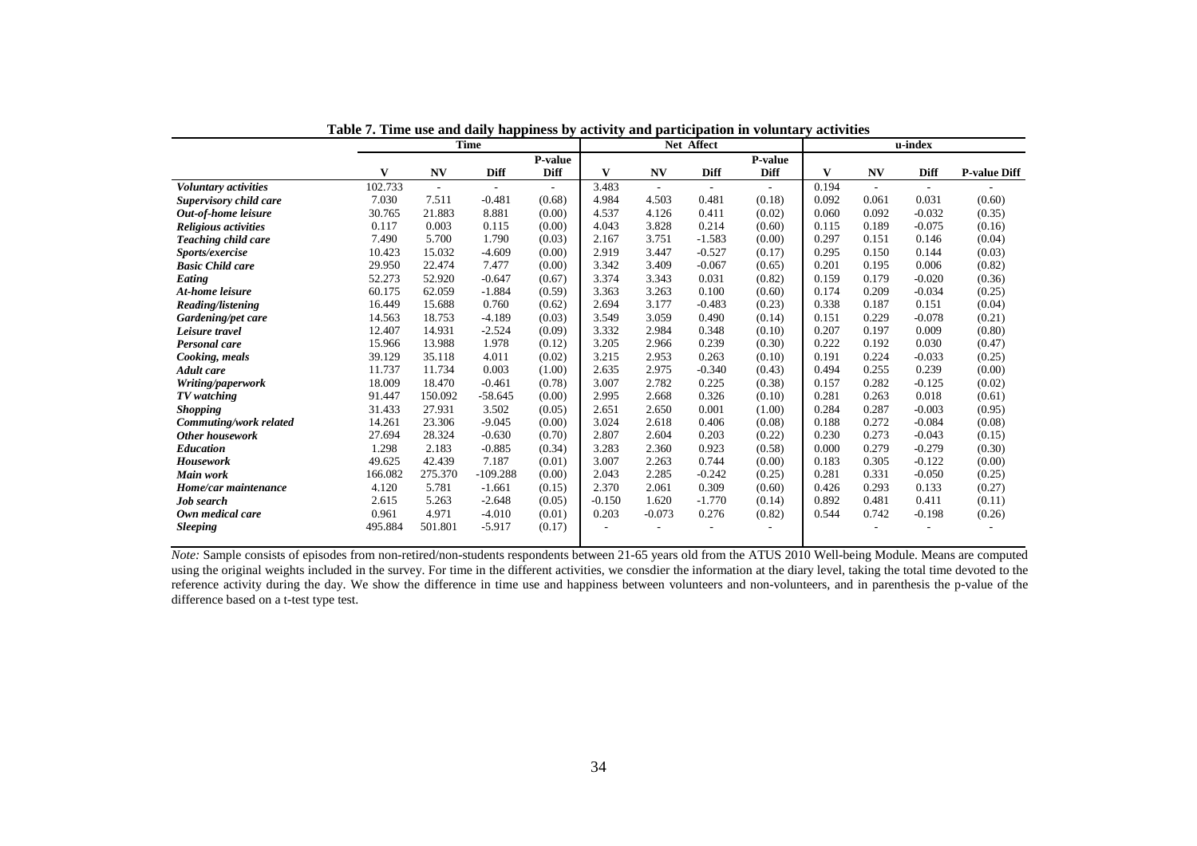**Table 7. Time use and daily happiness by activity and participation in voluntary activities**

| | Time | | | | Net Affect | | | | u-index | | | |
|---|---|---|---|---|---|---|---|---|---|---|---|---|
| | V | NV | Diff | P-value Diff | V | NV | Diff | P-value Diff | V | NV | Diff | P-value Diff |
| ***Voluntary activities*** | 102.733 | - | - | - | 3.483 | - | - | - | 0.194 | - | - | - |
| ***Supervisory child care*** | 7.030 | 7.511 | -0.481 | (0.68) | 4.984 | 4.503 | 0.481 | (0.18) | 0.092 | 0.061 | 0.031 | (0.60) |
| ***Out-of-home leisure*** | 30.765 | 21.883 | 8.881 | (0.00) | 4.537 | 4.126 | 0.411 | (0.02) | 0.060 | 0.092 | -0.032 | (0.35) |
| ***Religious activities*** | 0.117 | 0.003 | 0.115 | (0.00) | 4.043 | 3.828 | 0.214 | (0.60) | 0.115 | 0.189 | -0.075 | (0.16) |
| ***Teaching child care*** | 7.490 | 5.700 | 1.790 | (0.03) | 2.167 | 3.751 | -1.583 | (0.00) | 0.297 | 0.151 | 0.146 | (0.04) |
| ***Sports/exercise*** | 10.423 | 15.032 | -4.609 | (0.00) | 2.919 | 3.447 | -0.527 | (0.17) | 0.295 | 0.150 | 0.144 | (0.03) |
| ***Basic Child care*** | 29.950 | 22.474 | 7.477 | (0.00) | 3.342 | 3.409 | -0.067 | (0.65) | 0.201 | 0.195 | 0.006 | (0.82) |
| ***Eating*** | 52.273 | 52.920 | -0.647 | (0.67) | 3.374 | 3.343 | 0.031 | (0.82) | 0.159 | 0.179 | -0.020 | (0.36) |
| ***At-home leisure*** | 60.175 | 62.059 | -1.884 | (0.59) | 3.363 | 3.263 | 0.100 | (0.60) | 0.174 | 0.209 | -0.034 | (0.25) |
| ***Reading/listening*** | 16.449 | 15.688 | 0.760 | (0.62) | 2.694 | 3.177 | -0.483 | (0.23) | 0.338 | 0.187 | 0.151 | (0.04) |
| ***Gardening/pet care*** | 14.563 | 18.753 | -4.189 | (0.03) | 3.549 | 3.059 | 0.490 | (0.14) | 0.151 | 0.229 | -0.078 | (0.21) |
| ***Leisure travel*** | 12.407 | 14.931 | -2.524 | (0.09) | 3.332 | 2.984 | 0.348 | (0.10) | 0.207 | 0.197 | 0.009 | (0.80) |
| ***Personal care*** | 15.966 | 13.988 | 1.978 | (0.12) | 3.205 | 2.966 | 0.239 | (0.30) | 0.222 | 0.192 | 0.030 | (0.47) |
| ***Cooking, meals*** | 39.129 | 35.118 | 4.011 | (0.02) | 3.215 | 2.953 | 0.263 | (0.10) | 0.191 | 0.224 | -0.033 | (0.25) |
| ***Adult care*** | 11.737 | 11.734 | 0.003 | (1.00) | 2.635 | 2.975 | -0.340 | (0.43) | 0.494 | 0.255 | 0.239 | (0.00) |
| ***Writing/paperwork*** | 18.009 | 18.470 | -0.461 | (0.78) | 3.007 | 2.782 | 0.225 | (0.38) | 0.157 | 0.282 | -0.125 | (0.02) |
| ***TV watching*** | 91.447 | 150.092 | -58.645 | (0.00) | 2.995 | 2.668 | 0.326 | (0.10) | 0.281 | 0.263 | 0.018 | (0.61) |
| ***Shopping*** | 31.433 | 27.931 | 3.502 | (0.05) | 2.651 | 2.650 | 0.001 | (1.00) | 0.284 | 0.287 | -0.003 | (0.95) |
| ***Commuting/work related*** | 14.261 | 23.306 | -9.045 | (0.00) | 3.024 | 2.618 | 0.406 | (0.08) | 0.188 | 0.272 | -0.084 | (0.08) |
| ***Other housework*** | 27.694 | 28.324 | -0.630 | (0.70) | 2.807 | 2.604 | 0.203 | (0.22) | 0.230 | 0.273 | -0.043 | (0.15) |
| ***Education*** | 1.298 | 2.183 | -0.885 | (0.34) | 3.283 | 2.360 | 0.923 | (0.58) | 0.000 | 0.279 | -0.279 | (0.30) |
| ***Housework*** | 49.625 | 42.439 | 7.187 | (0.01) | 3.007 | 2.263 | 0.744 | (0.00) | 0.183 | 0.305 | -0.122 | (0.00) |
| ***Main work*** | 166.082 | 275.370 | -109.288 | (0.00) | 2.043 | 2.285 | -0.242 | (0.25) | 0.281 | 0.331 | -0.050 | (0.25) |
| ***Home/car maintenance*** | 4.120 | 5.781 | -1.661 | (0.15) | 2.370 | 2.061 | 0.309 | (0.60) | 0.426 | 0.293 | 0.133 | (0.27) |
| ***Job search*** | 2.615 | 5.263 | -2.648 | (0.05) | -0.150 | 1.620 | -1.770 | (0.14) | 0.892 | 0.481 | 0.411 | (0.11) |
| ***Own medical care*** | 0.961 | 4.971 | -4.010 | (0.01) | 0.203 | -0.073 | 0.276 | (0.82) | 0.544 | 0.742 | -0.198 | (0.26) |
| ***Sleeping*** | 495.884 | 501.801 | -5.917 | (0.17) | - | - | - | - | | - | - | - |

*Note:* Sample consists of episodes from non-retired/non-students respondents between 21-65 years old from the ATUS 2010 Well-being Module. Means are computed using the original weights included in the survey. For time in the different activities, we consdier the information at the diary level, taking the total time devoted to the reference activity during the day. We show the difference in time use and happiness between volunteers and non-volunteers, and in parenthesis the p-value of the difference based on a t-test type test.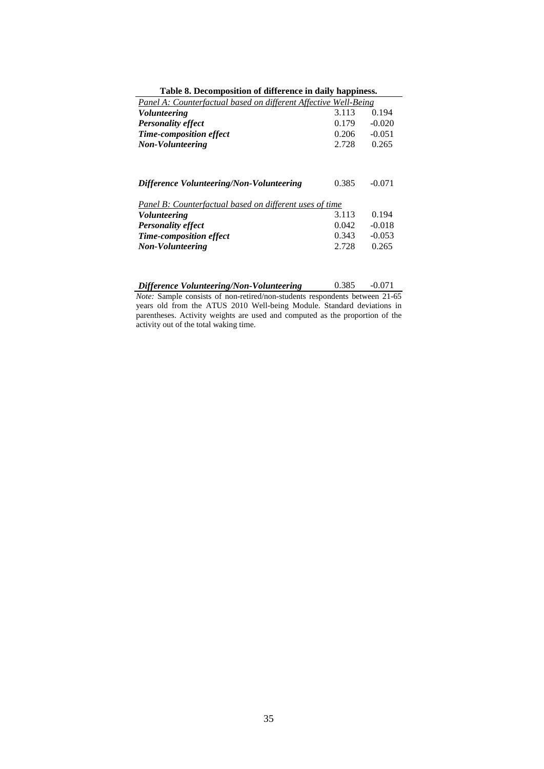**Table 8. Decomposition of difference in daily happiness.**

| | | |
|---|---|---|
| *Panel A: Counterfactual based on different Affective Well-Being* | | |
| ***Volunteering*** | 3.113 | 0.194 |
| ***Personality effect*** | 0.179 | -0.020 |
| ***Time-composition effect*** | 0.206 | -0.051 |
| ***Non-Volunteering*** | 2.728 | 0.265 |
| | | |
| ***Difference Volunteering/Non-Volunteering*** | 0.385 | -0.071 |
| *Panel B: Counterfactual based on different uses of time* | | |
| ***Volunteering*** | 3.113 | 0.194 |
| ***Personality effect*** | 0.042 | -0.018 |
| ***Time-composition effect*** | 0.343 | -0.053 |
| ***Non-Volunteering*** | 2.728 | 0.265 |
| | | |
| ***Difference Volunteering/Non-Volunteering*** | 0.385 | -0.071 |

*Note:* Sample consists of non-retired/non-students respondents between 21-65 years old from the ATUS 2010 Well-being Module. Standard deviations in parentheses. Activity weights are used and computed as the proportion of the activity out of the total waking time.